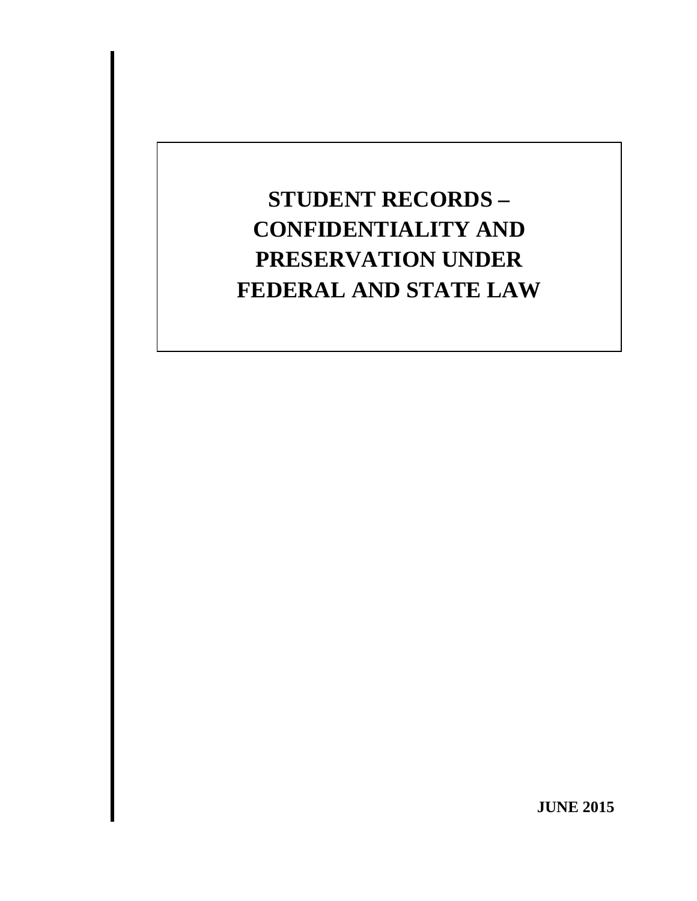# STUDENT RECORDS – CONFIDENTIALITY AND PRESERVATION UNDER FEDERAL AND STATE LAW

**JUNE 2015**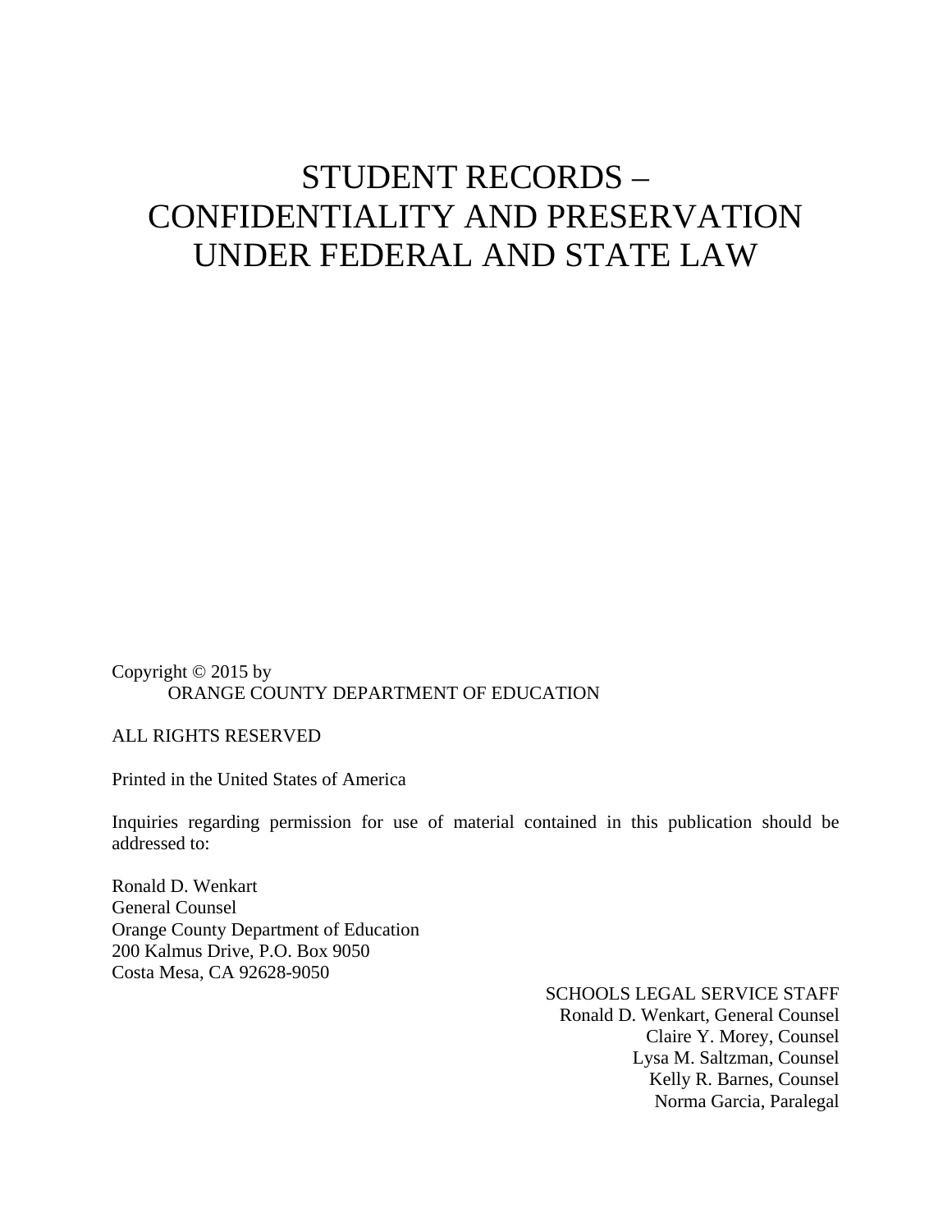# STUDENT RECORDS – CONFIDENTIALITY AND PRESERVATION UNDER FEDERAL AND STATE LAW

Copyright © 2015 by
ORANGE COUNTY DEPARTMENT OF EDUCATION

ALL RIGHTS RESERVED

Printed in the United States of America

Inquiries regarding permission for use of material contained in this publication should be addressed to:

Ronald D. Wenkart
General Counsel
Orange County Department of Education
200 Kalmus Drive, P.O. Box 9050
Costa Mesa, CA 92628-9050

SCHOOLS LEGAL SERVICE STAFF
Ronald D. Wenkart, General Counsel
Claire Y. Morey, Counsel
Lysa M. Saltzman, Counsel
Kelly R. Barnes, Counsel
Norma Garcia, Paralegal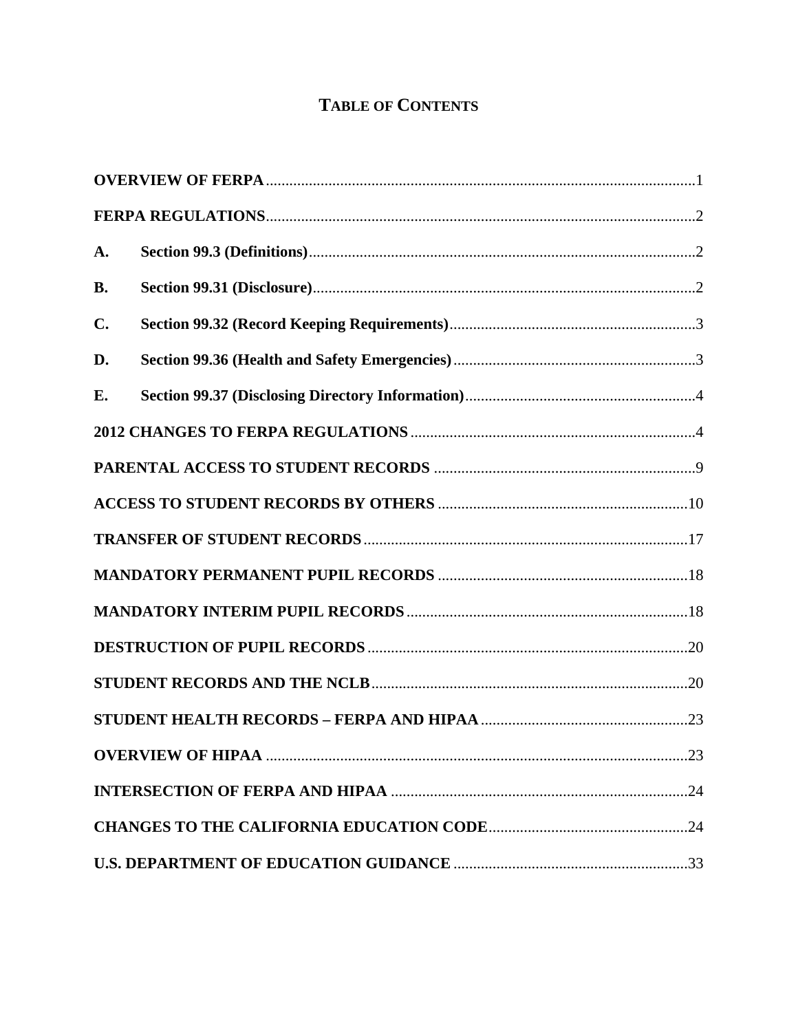# TABLE OF CONTENTS

**OVERVIEW OF FERPA** .......... 1

**FERPA REGULATIONS** .......... 2

**A. Section 99.3 (Definitions)** .......... 2

**B. Section 99.31 (Disclosure)** .......... 2

**C. Section 99.32 (Record Keeping Requirements)** .......... 3

**D. Section 99.36 (Health and Safety Emergencies)** .......... 3

**E. Section 99.37 (Disclosing Directory Information)** .......... 4

**2012 CHANGES TO FERPA REGULATIONS** .......... 4

**PARENTAL ACCESS TO STUDENT RECORDS** .......... 9

**ACCESS TO STUDENT RECORDS BY OTHERS** .......... 10

**TRANSFER OF STUDENT RECORDS** .......... 17

**MANDATORY PERMANENT PUPIL RECORDS** .......... 18

**MANDATORY INTERIM PUPIL RECORDS** .......... 18

**DESTRUCTION OF PUPIL RECORDS** .......... 20

**STUDENT RECORDS AND THE NCLB** .......... 20

**STUDENT HEALTH RECORDS – FERPA AND HIPAA** .......... 23

**OVERVIEW OF HIPAA** .......... 23

**INTERSECTION OF FERPA AND HIPAA** .......... 24

**CHANGES TO THE CALIFORNIA EDUCATION CODE** .......... 24

**U.S. DEPARTMENT OF EDUCATION GUIDANCE** .......... 33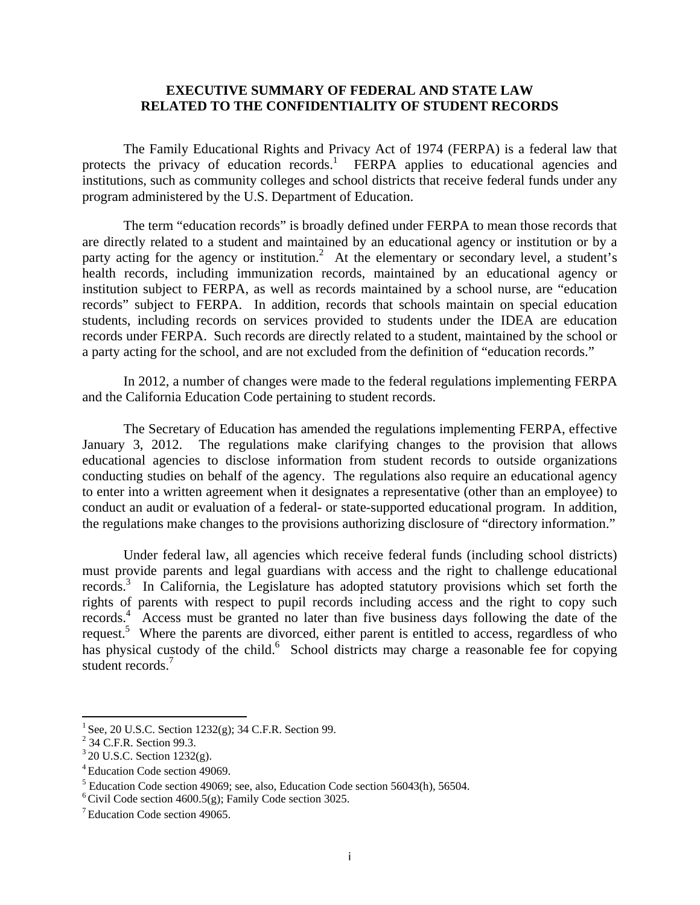# EXECUTIVE SUMMARY OF FEDERAL AND STATE LAW RELATED TO THE CONFIDENTIALITY OF STUDENT RECORDS

The Family Educational Rights and Privacy Act of 1974 (FERPA) is a federal law that protects the privacy of education records.[1] FERPA applies to educational agencies and institutions, such as community colleges and school districts that receive federal funds under any program administered by the U.S. Department of Education.

The term "education records" is broadly defined under FERPA to mean those records that are directly related to a student and maintained by an educational agency or institution or by a party acting for the agency or institution.[2] At the elementary or secondary level, a student's health records, including immunization records, maintained by an educational agency or institution subject to FERPA, as well as records maintained by a school nurse, are "education records" subject to FERPA. In addition, records that schools maintain on special education students, including records on services provided to students under the IDEA are education records under FERPA. Such records are directly related to a student, maintained by the school or a party acting for the school, and are not excluded from the definition of "education records."

In 2012, a number of changes were made to the federal regulations implementing FERPA and the California Education Code pertaining to student records.

The Secretary of Education has amended the regulations implementing FERPA, effective January 3, 2012. The regulations make clarifying changes to the provision that allows educational agencies to disclose information from student records to outside organizations conducting studies on behalf of the agency. The regulations also require an educational agency to enter into a written agreement when it designates a representative (other than an employee) to conduct an audit or evaluation of a federal- or state-supported educational program. In addition, the regulations make changes to the provisions authorizing disclosure of "directory information."

Under federal law, all agencies which receive federal funds (including school districts) must provide parents and legal guardians with access and the right to challenge educational records.[3] In California, the Legislature has adopted statutory provisions which set forth the rights of parents with respect to pupil records including access and the right to copy such records.[4] Access must be granted no later than five business days following the date of the request.[5] Where the parents are divorced, either parent is entitled to access, regardless of who has physical custody of the child.[6] School districts may charge a reasonable fee for copying student records.[7]

---

[1] See, 20 U.S.C. Section 1232(g); 34 C.F.R. Section 99.

[2] 34 C.F.R. Section 99.3.

[3] 20 U.S.C. Section 1232(g).

[4] Education Code section 49069.

[5] Education Code section 49069; see, also, Education Code section 56043(h), 56504.

[6] Civil Code section 4600.5(g); Family Code section 3025.

[7] Education Code section 49065.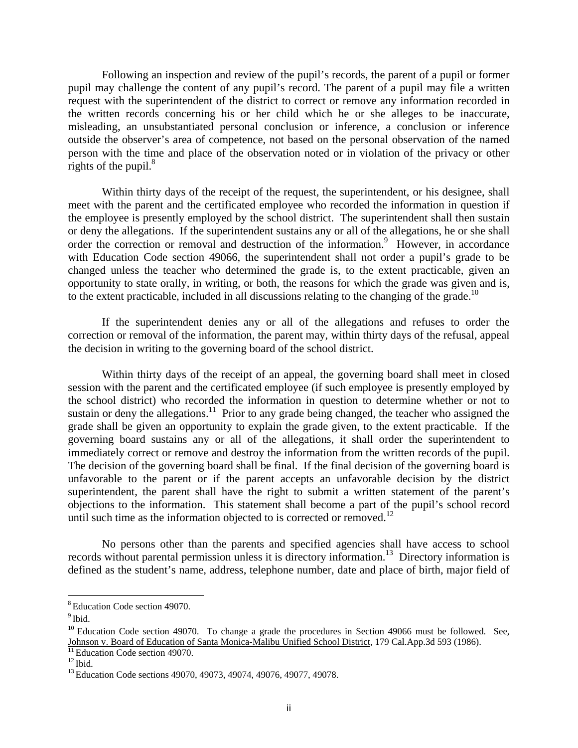Following an inspection and review of the pupil's records, the parent of a pupil or former pupil may challenge the content of any pupil's record. The parent of a pupil may file a written request with the superintendent of the district to correct or remove any information recorded in the written records concerning his or her child which he or she alleges to be inaccurate, misleading, an unsubstantiated personal conclusion or inference, a conclusion or inference outside the observer's area of competence, not based on the personal observation of the named person with the time and place of the observation noted or in violation of the privacy or other rights of the pupil.[8]

Within thirty days of the receipt of the request, the superintendent, or his designee, shall meet with the parent and the certificated employee who recorded the information in question if the employee is presently employed by the school district. The superintendent shall then sustain or deny the allegations. If the superintendent sustains any or all of the allegations, he or she shall order the correction or removal and destruction of the information.[9] However, in accordance with Education Code section 49066, the superintendent shall not order a pupil's grade to be changed unless the teacher who determined the grade is, to the extent practicable, given an opportunity to state orally, in writing, or both, the reasons for which the grade was given and is, to the extent practicable, included in all discussions relating to the changing of the grade.[10]

If the superintendent denies any or all of the allegations and refuses to order the correction or removal of the information, the parent may, within thirty days of the refusal, appeal the decision in writing to the governing board of the school district.

Within thirty days of the receipt of an appeal, the governing board shall meet in closed session with the parent and the certificated employee (if such employee is presently employed by the school district) who recorded the information in question to determine whether or not to sustain or deny the allegations.[11] Prior to any grade being changed, the teacher who assigned the grade shall be given an opportunity to explain the grade given, to the extent practicable. If the governing board sustains any or all of the allegations, it shall order the superintendent to immediately correct or remove and destroy the information from the written records of the pupil. The decision of the governing board shall be final. If the final decision of the governing board is unfavorable to the parent or if the parent accepts an unfavorable decision by the district superintendent, the parent shall have the right to submit a written statement of the parent's objections to the information. This statement shall become a part of the pupil's school record until such time as the information objected to is corrected or removed.[12]

No persons other than the parents and specified agencies shall have access to school records without parental permission unless it is directory information.[13] Directory information is defined as the student's name, address, telephone number, date and place of birth, major field of

---

[8] Education Code section 49070.

[9] Ibid.

[10] Education Code section 49070. To change a grade the procedures in Section 49066 must be followed. See, Johnson v. Board of Education of Santa Monica-Malibu Unified School District, 179 Cal.App.3d 593 (1986).

[11] Education Code section 49070.

[12] Ibid.

[13] Education Code sections 49070, 49073, 49074, 49076, 49077, 49078.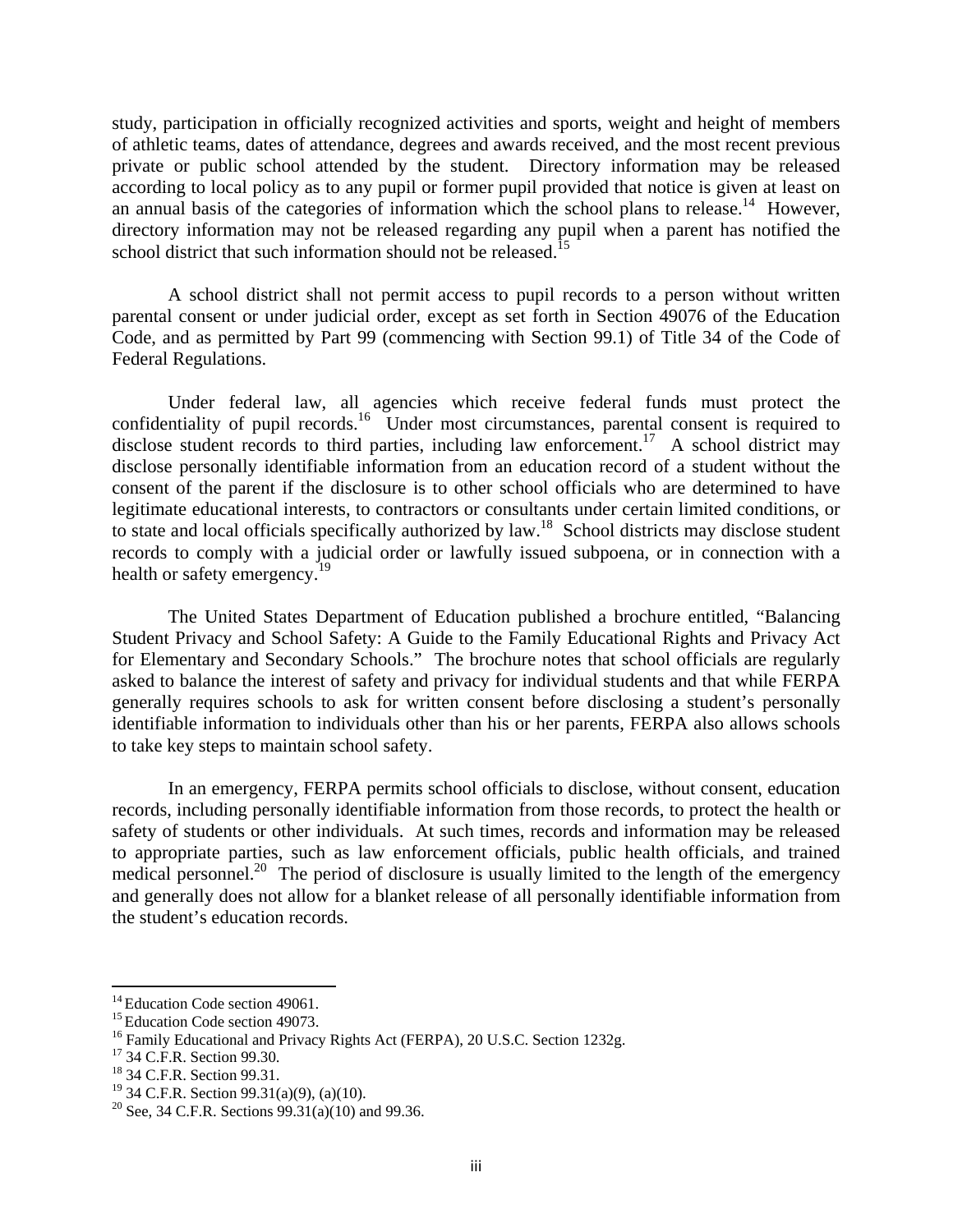study, participation in officially recognized activities and sports, weight and height of members of athletic teams, dates of attendance, degrees and awards received, and the most recent previous private or public school attended by the student. Directory information may be released according to local policy as to any pupil or former pupil provided that notice is given at least on an annual basis of the categories of information which the school plans to release.[14] However, directory information may not be released regarding any pupil when a parent has notified the school district that such information should not be released.[15]

A school district shall not permit access to pupil records to a person without written parental consent or under judicial order, except as set forth in Section 49076 of the Education Code, and as permitted by Part 99 (commencing with Section 99.1) of Title 34 of the Code of Federal Regulations.

Under federal law, all agencies which receive federal funds must protect the confidentiality of pupil records.[16] Under most circumstances, parental consent is required to disclose student records to third parties, including law enforcement.[17] A school district may disclose personally identifiable information from an education record of a student without the consent of the parent if the disclosure is to other school officials who are determined to have legitimate educational interests, to contractors or consultants under certain limited conditions, or to state and local officials specifically authorized by law.[18] School districts may disclose student records to comply with a judicial order or lawfully issued subpoena, or in connection with a health or safety emergency.[19]

The United States Department of Education published a brochure entitled, "Balancing Student Privacy and School Safety: A Guide to the Family Educational Rights and Privacy Act for Elementary and Secondary Schools." The brochure notes that school officials are regularly asked to balance the interest of safety and privacy for individual students and that while FERPA generally requires schools to ask for written consent before disclosing a student's personally identifiable information to individuals other than his or her parents, FERPA also allows schools to take key steps to maintain school safety.

In an emergency, FERPA permits school officials to disclose, without consent, education records, including personally identifiable information from those records, to protect the health or safety of students or other individuals. At such times, records and information may be released to appropriate parties, such as law enforcement officials, public health officials, and trained medical personnel.[20] The period of disclosure is usually limited to the length of the emergency and generally does not allow for a blanket release of all personally identifiable information from the student's education records.

---

[14] Education Code section 49061.

[15] Education Code section 49073.

[16] Family Educational and Privacy Rights Act (FERPA), 20 U.S.C. Section 1232g.

[17] 34 C.F.R. Section 99.30.

[18] 34 C.F.R. Section 99.31.

[19] 34 C.F.R. Section 99.31(a)(9), (a)(10).

[20] See, 34 C.F.R. Sections 99.31(a)(10) and 99.36.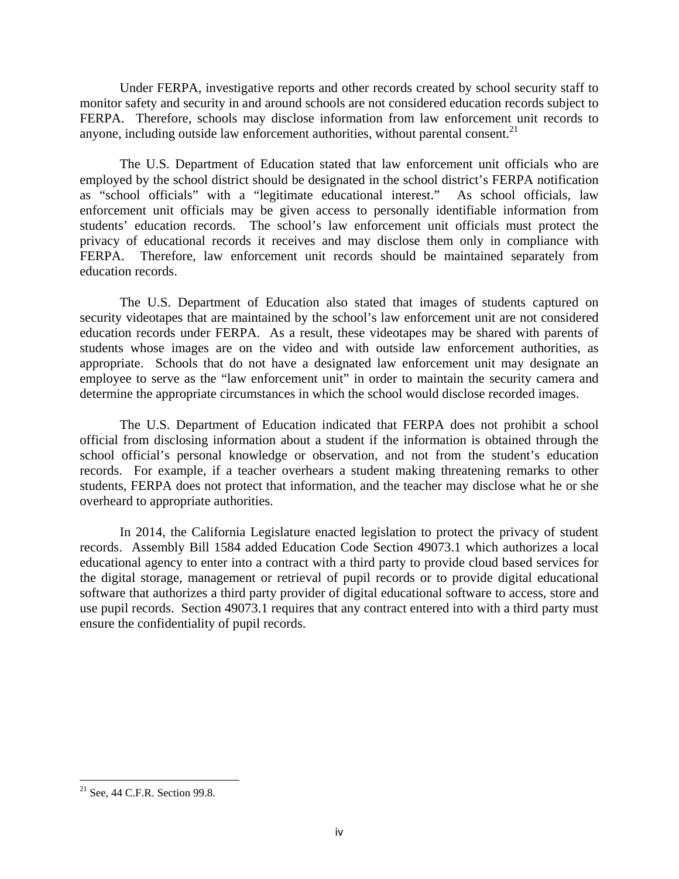Under FERPA, investigative reports and other records created by school security staff to monitor safety and security in and around schools are not considered education records subject to FERPA. Therefore, schools may disclose information from law enforcement unit records to anyone, including outside law enforcement authorities, without parental consent.[21]

The U.S. Department of Education stated that law enforcement unit officials who are employed by the school district should be designated in the school district's FERPA notification as "school officials" with a "legitimate educational interest." As school officials, law enforcement unit officials may be given access to personally identifiable information from students' education records. The school's law enforcement unit officials must protect the privacy of educational records it receives and may disclose them only in compliance with FERPA. Therefore, law enforcement unit records should be maintained separately from education records.

The U.S. Department of Education also stated that images of students captured on security videotapes that are maintained by the school's law enforcement unit are not considered education records under FERPA. As a result, these videotapes may be shared with parents of students whose images are on the video and with outside law enforcement authorities, as appropriate. Schools that do not have a designated law enforcement unit may designate an employee to serve as the "law enforcement unit" in order to maintain the security camera and determine the appropriate circumstances in which the school would disclose recorded images.

The U.S. Department of Education indicated that FERPA does not prohibit a school official from disclosing information about a student if the information is obtained through the school official's personal knowledge or observation, and not from the student's education records. For example, if a teacher overhears a student making threatening remarks to other students, FERPA does not protect that information, and the teacher may disclose what he or she overheard to appropriate authorities.

In 2014, the California Legislature enacted legislation to protect the privacy of student records. Assembly Bill 1584 added Education Code Section 49073.1 which authorizes a local educational agency to enter into a contract with a third party to provide cloud based services for the digital storage, management or retrieval of pupil records or to provide digital educational software that authorizes a third party provider of digital educational software to access, store and use pupil records. Section 49073.1 requires that any contract entered into with a third party must ensure the confidentiality of pupil records.

[21] See, 44 C.F.R. Section 99.8.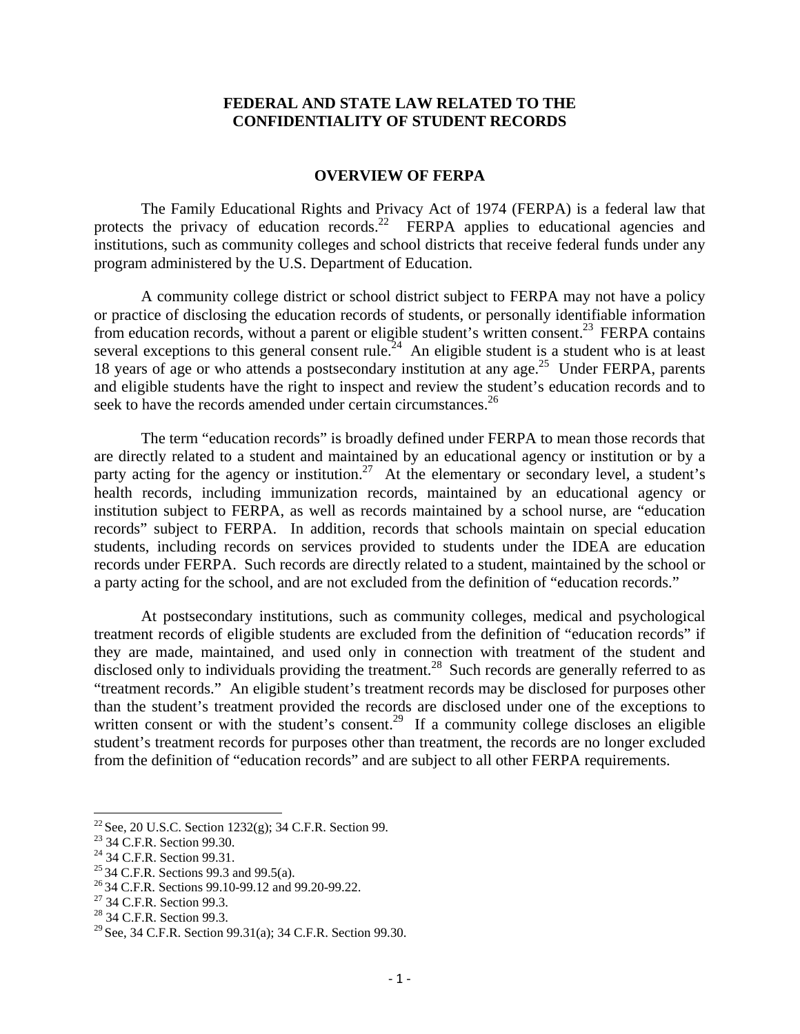# FEDERAL AND STATE LAW RELATED TO THE CONFIDENTIALITY OF STUDENT RECORDS

## OVERVIEW OF FERPA

The Family Educational Rights and Privacy Act of 1974 (FERPA) is a federal law that protects the privacy of education records.[22] FERPA applies to educational agencies and institutions, such as community colleges and school districts that receive federal funds under any program administered by the U.S. Department of Education.

A community college district or school district subject to FERPA may not have a policy or practice of disclosing the education records of students, or personally identifiable information from education records, without a parent or eligible student's written consent.[23] FERPA contains several exceptions to this general consent rule.[24] An eligible student is a student who is at least 18 years of age or who attends a postsecondary institution at any age.[25] Under FERPA, parents and eligible students have the right to inspect and review the student's education records and to seek to have the records amended under certain circumstances.[26]

The term "education records" is broadly defined under FERPA to mean those records that are directly related to a student and maintained by an educational agency or institution or by a party acting for the agency or institution.[27] At the elementary or secondary level, a student's health records, including immunization records, maintained by an educational agency or institution subject to FERPA, as well as records maintained by a school nurse, are "education records" subject to FERPA. In addition, records that schools maintain on special education students, including records on services provided to students under the IDEA are education records under FERPA. Such records are directly related to a student, maintained by the school or a party acting for the school, and are not excluded from the definition of "education records."

At postsecondary institutions, such as community colleges, medical and psychological treatment records of eligible students are excluded from the definition of "education records" if they are made, maintained, and used only in connection with treatment of the student and disclosed only to individuals providing the treatment.[28] Such records are generally referred to as "treatment records." An eligible student's treatment records may be disclosed for purposes other than the student's treatment provided the records are disclosed under one of the exceptions to written consent or with the student's consent.[29] If a community college discloses an eligible student's treatment records for purposes other than treatment, the records are no longer excluded from the definition of "education records" and are subject to all other FERPA requirements.

---

[22] See, 20 U.S.C. Section 1232(g); 34 C.F.R. Section 99.

[23] 34 C.F.R. Section 99.30.

[24] 34 C.F.R. Section 99.31.

[25] 34 C.F.R. Sections 99.3 and 99.5(a).

[26] 34 C.F.R. Sections 99.10-99.12 and 99.20-99.22.

[27] 34 C.F.R. Section 99.3.

[28] 34 C.F.R. Section 99.3.

[29] See, 34 C.F.R. Section 99.31(a); 34 C.F.R. Section 99.30.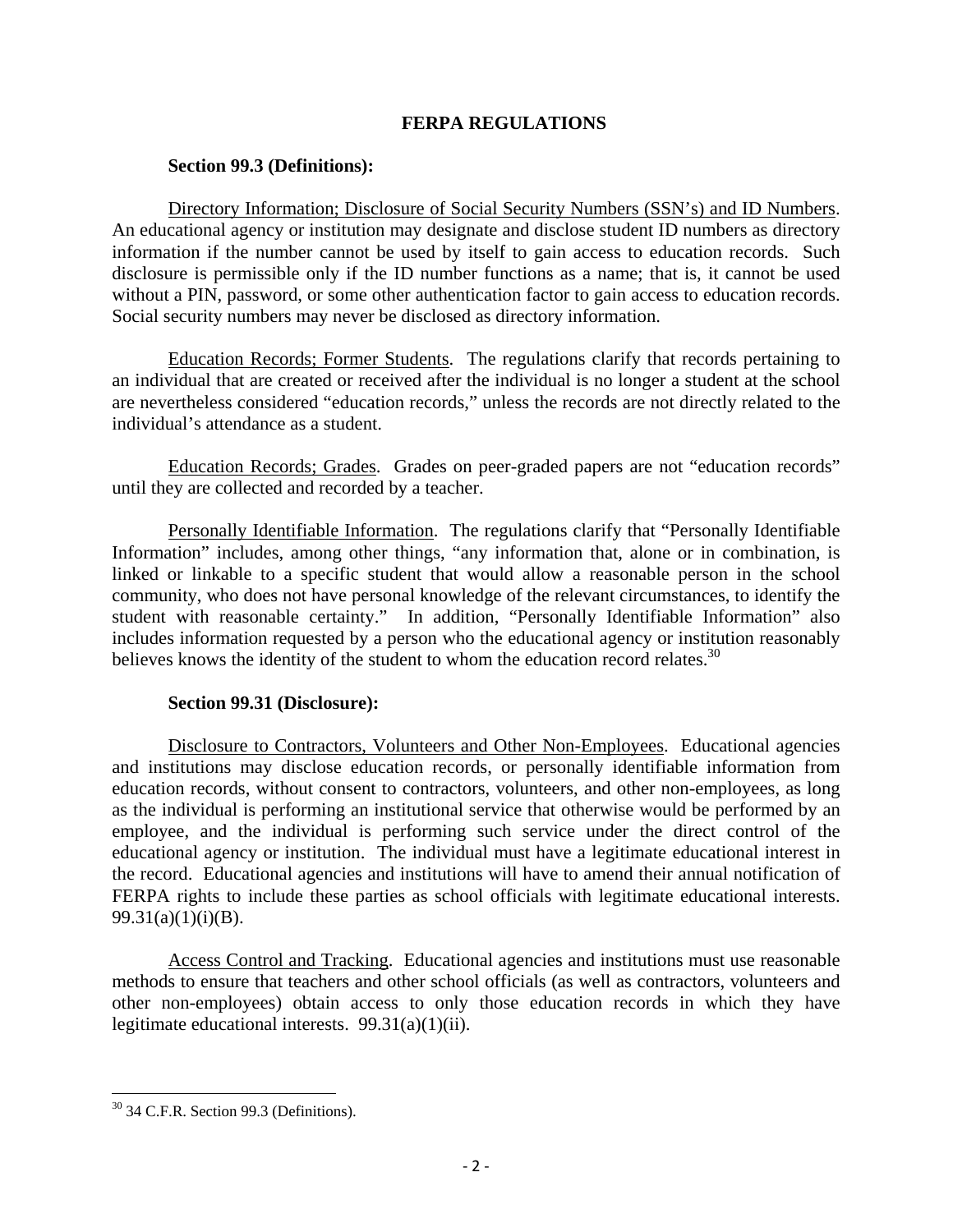## FERPA REGULATIONS

### Section 99.3 (Definitions):

Directory Information; Disclosure of Social Security Numbers (SSN's) and ID Numbers. An educational agency or institution may designate and disclose student ID numbers as directory information if the number cannot be used by itself to gain access to education records. Such disclosure is permissible only if the ID number functions as a name; that is, it cannot be used without a PIN, password, or some other authentication factor to gain access to education records. Social security numbers may never be disclosed as directory information.

Education Records; Former Students. The regulations clarify that records pertaining to an individual that are created or received after the individual is no longer a student at the school are nevertheless considered "education records," unless the records are not directly related to the individual's attendance as a student.

Education Records; Grades. Grades on peer-graded papers are not "education records" until they are collected and recorded by a teacher.

Personally Identifiable Information. The regulations clarify that "Personally Identifiable Information" includes, among other things, "any information that, alone or in combination, is linked or linkable to a specific student that would allow a reasonable person in the school community, who does not have personal knowledge of the relevant circumstances, to identify the student with reasonable certainty." In addition, "Personally Identifiable Information" also includes information requested by a person who the educational agency or institution reasonably believes knows the identity of the student to whom the education record relates.[30]

### Section 99.31 (Disclosure):

Disclosure to Contractors, Volunteers and Other Non-Employees. Educational agencies and institutions may disclose education records, or personally identifiable information from education records, without consent to contractors, volunteers, and other non-employees, as long as the individual is performing an institutional service that otherwise would be performed by an employee, and the individual is performing such service under the direct control of the educational agency or institution. The individual must have a legitimate educational interest in the record. Educational agencies and institutions will have to amend their annual notification of FERPA rights to include these parties as school officials with legitimate educational interests. 99.31(a)(1)(i)(B).

Access Control and Tracking. Educational agencies and institutions must use reasonable methods to ensure that teachers and other school officials (as well as contractors, volunteers and other non-employees) obtain access to only those education records in which they have legitimate educational interests. 99.31(a)(1)(ii).

---

[30] 34 C.F.R. Section 99.3 (Definitions).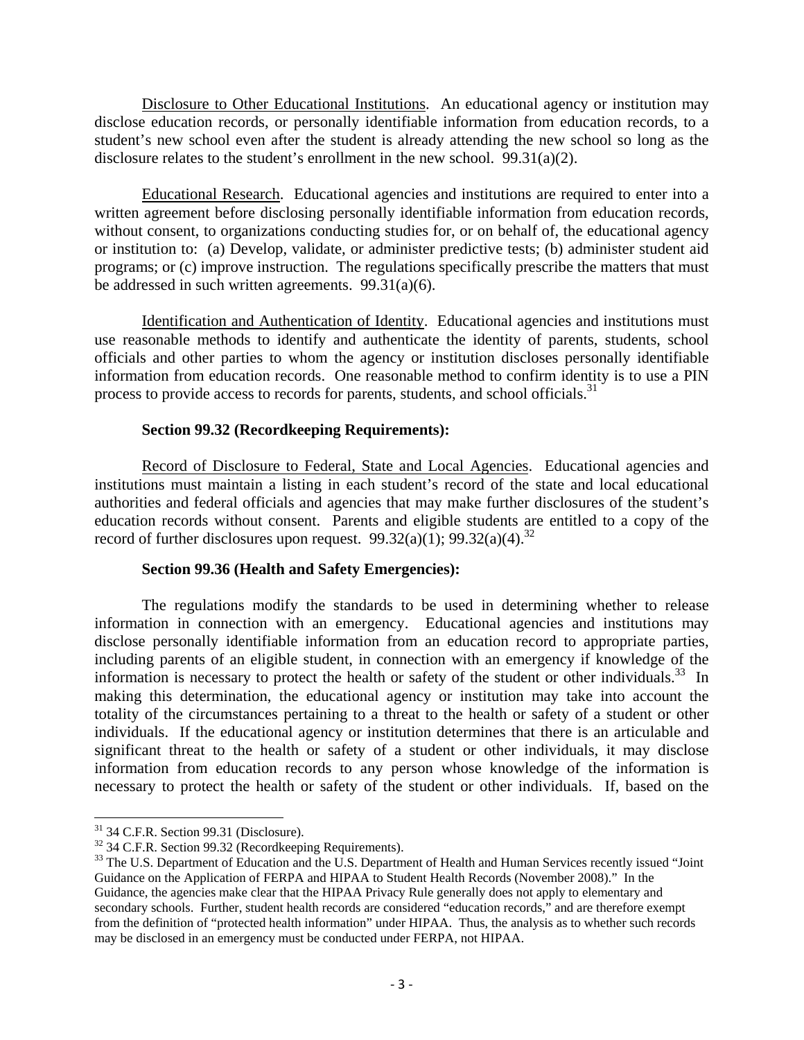Disclosure to Other Educational Institutions. An educational agency or institution may disclose education records, or personally identifiable information from education records, to a student's new school even after the student is already attending the new school so long as the disclosure relates to the student's enrollment in the new school. 99.31(a)(2).

Educational Research. Educational agencies and institutions are required to enter into a written agreement before disclosing personally identifiable information from education records, without consent, to organizations conducting studies for, or on behalf of, the educational agency or institution to: (a) Develop, validate, or administer predictive tests; (b) administer student aid programs; or (c) improve instruction. The regulations specifically prescribe the matters that must be addressed in such written agreements. 99.31(a)(6).

Identification and Authentication of Identity. Educational agencies and institutions must use reasonable methods to identify and authenticate the identity of parents, students, school officials and other parties to whom the agency or institution discloses personally identifiable information from education records. One reasonable method to confirm identity is to use a PIN process to provide access to records for parents, students, and school officials.[31]

**Section 99.32 (Recordkeeping Requirements):**

Record of Disclosure to Federal, State and Local Agencies. Educational agencies and institutions must maintain a listing in each student's record of the state and local educational authorities and federal officials and agencies that may make further disclosures of the student's education records without consent. Parents and eligible students are entitled to a copy of the record of further disclosures upon request. 99.32(a)(1); 99.32(a)(4).[32]

**Section 99.36 (Health and Safety Emergencies):**

The regulations modify the standards to be used in determining whether to release information in connection with an emergency. Educational agencies and institutions may disclose personally identifiable information from an education record to appropriate parties, including parents of an eligible student, in connection with an emergency if knowledge of the information is necessary to protect the health or safety of the student or other individuals.[33] In making this determination, the educational agency or institution may take into account the totality of the circumstances pertaining to a threat to the health or safety of a student or other individuals. If the educational agency or institution determines that there is an articulable and significant threat to the health or safety of a student or other individuals, it may disclose information from education records to any person whose knowledge of the information is necessary to protect the health or safety of the student or other individuals. If, based on the

---

[31] 34 C.F.R. Section 99.31 (Disclosure).

[32] 34 C.F.R. Section 99.32 (Recordkeeping Requirements).

[33] The U.S. Department of Education and the U.S. Department of Health and Human Services recently issued "Joint Guidance on the Application of FERPA and HIPAA to Student Health Records (November 2008)." In the Guidance, the agencies make clear that the HIPAA Privacy Rule generally does not apply to elementary and secondary schools. Further, student health records are considered "education records," and are therefore exempt from the definition of "protected health information" under HIPAA. Thus, the analysis as to whether such records may be disclosed in an emergency must be conducted under FERPA, not HIPAA.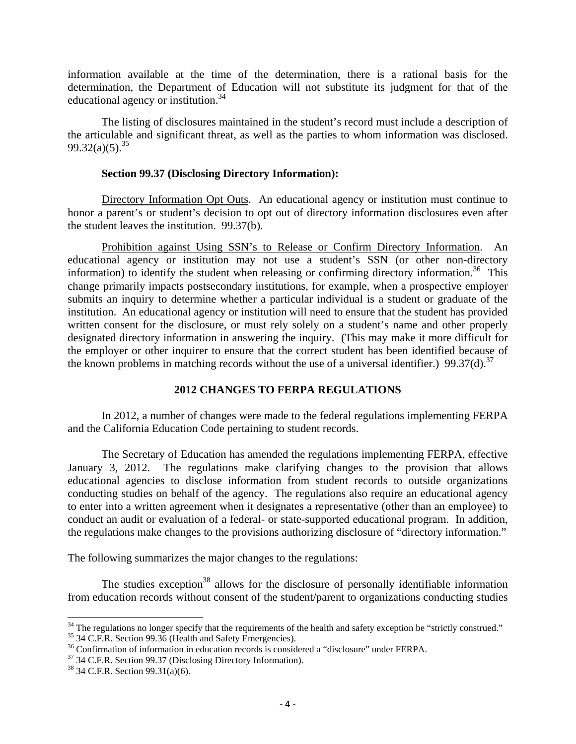information available at the time of the determination, there is a rational basis for the determination, the Department of Education will not substitute its judgment for that of the educational agency or institution.[34]

The listing of disclosures maintained in the student's record must include a description of the articulable and significant threat, as well as the parties to whom information was disclosed. 99.32(a)(5).[35]

**Section 99.37 (Disclosing Directory Information):**

Directory Information Opt Outs. An educational agency or institution must continue to honor a parent's or student's decision to opt out of directory information disclosures even after the student leaves the institution. 99.37(b).

Prohibition against Using SSN's to Release or Confirm Directory Information. An educational agency or institution may not use a student's SSN (or other non-directory information) to identify the student when releasing or confirming directory information.[36] This change primarily impacts postsecondary institutions, for example, when a prospective employer submits an inquiry to determine whether a particular individual is a student or graduate of the institution. An educational agency or institution will need to ensure that the student has provided written consent for the disclosure, or must rely solely on a student's name and other properly designated directory information in answering the inquiry. (This may make it more difficult for the employer or other inquirer to ensure that the correct student has been identified because of the known problems in matching records without the use of a universal identifier.) 99.37(d).[37]

## 2012 CHANGES TO FERPA REGULATIONS

In 2012, a number of changes were made to the federal regulations implementing FERPA and the California Education Code pertaining to student records.

The Secretary of Education has amended the regulations implementing FERPA, effective January 3, 2012. The regulations make clarifying changes to the provision that allows educational agencies to disclose information from student records to outside organizations conducting studies on behalf of the agency. The regulations also require an educational agency to enter into a written agreement when it designates a representative (other than an employee) to conduct an audit or evaluation of a federal- or state-supported educational program. In addition, the regulations make changes to the provisions authorizing disclosure of "directory information."

The following summarizes the major changes to the regulations:

The studies exception[38] allows for the disclosure of personally identifiable information from education records without consent of the student/parent to organizations conducting studies

---

[34] The regulations no longer specify that the requirements of the health and safety exception be "strictly construed."

[35] 34 C.F.R. Section 99.36 (Health and Safety Emergencies).

[36] Confirmation of information in education records is considered a "disclosure" under FERPA.

[37] 34 C.F.R. Section 99.37 (Disclosing Directory Information).

[38] 34 C.F.R. Section 99.31(a)(6).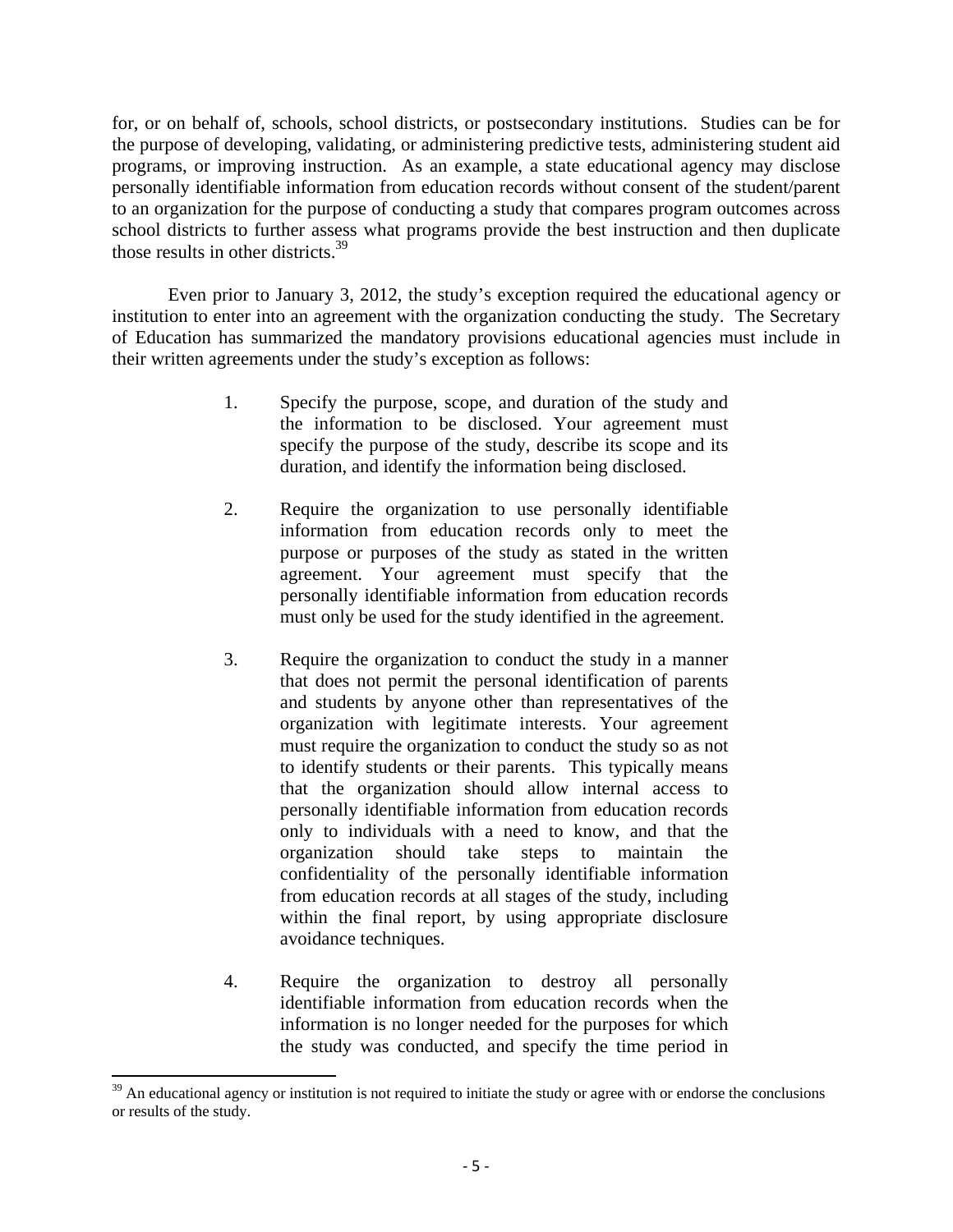for, or on behalf of, schools, school districts, or postsecondary institutions. Studies can be for the purpose of developing, validating, or administering predictive tests, administering student aid programs, or improving instruction. As an example, a state educational agency may disclose personally identifiable information from education records without consent of the student/parent to an organization for the purpose of conducting a study that compares program outcomes across school districts to further assess what programs provide the best instruction and then duplicate those results in other districts.[39]

Even prior to January 3, 2012, the study's exception required the educational agency or institution to enter into an agreement with the organization conducting the study. The Secretary of Education has summarized the mandatory provisions educational agencies must include in their written agreements under the study's exception as follows:

1. Specify the purpose, scope, and duration of the study and the information to be disclosed. Your agreement must specify the purpose of the study, describe its scope and its duration, and identify the information being disclosed.

2. Require the organization to use personally identifiable information from education records only to meet the purpose or purposes of the study as stated in the written agreement. Your agreement must specify that the personally identifiable information from education records must only be used for the study identified in the agreement.

3. Require the organization to conduct the study in a manner that does not permit the personal identification of parents and students by anyone other than representatives of the organization with legitimate interests. Your agreement must require the organization to conduct the study so as not to identify students or their parents. This typically means that the organization should allow internal access to personally identifiable information from education records only to individuals with a need to know, and that the organization should take steps to maintain the confidentiality of the personally identifiable information from education records at all stages of the study, including within the final report, by using appropriate disclosure avoidance techniques.

4. Require the organization to destroy all personally identifiable information from education records when the information is no longer needed for the purposes for which the study was conducted, and specify the time period in

[39] An educational agency or institution is not required to initiate the study or agree with or endorse the conclusions or results of the study.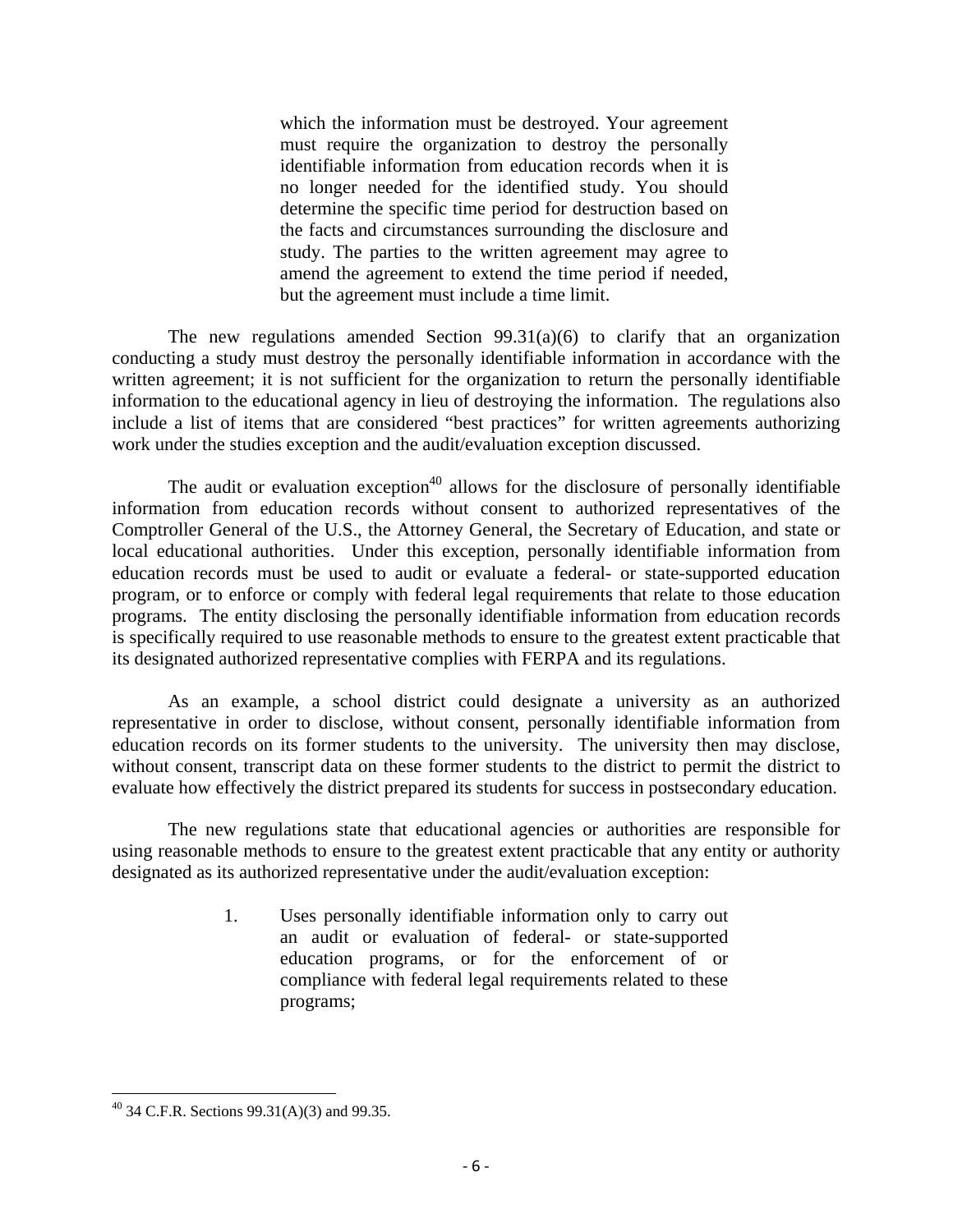> which the information must be destroyed. Your agreement must require the organization to destroy the personally identifiable information from education records when it is no longer needed for the identified study. You should determine the specific time period for destruction based on the facts and circumstances surrounding the disclosure and study. The parties to the written agreement may agree to amend the agreement to extend the time period if needed, but the agreement must include a time limit.

The new regulations amended Section 99.31(a)(6) to clarify that an organization conducting a study must destroy the personally identifiable information in accordance with the written agreement; it is not sufficient for the organization to return the personally identifiable information to the educational agency in lieu of destroying the information. The regulations also include a list of items that are considered "best practices" for written agreements authorizing work under the studies exception and the audit/evaluation exception discussed.

The audit or evaluation exception[40] allows for the disclosure of personally identifiable information from education records without consent to authorized representatives of the Comptroller General of the U.S., the Attorney General, the Secretary of Education, and state or local educational authorities. Under this exception, personally identifiable information from education records must be used to audit or evaluate a federal- or state-supported education program, or to enforce or comply with federal legal requirements that relate to those education programs. The entity disclosing the personally identifiable information from education records is specifically required to use reasonable methods to ensure to the greatest extent practicable that its designated authorized representative complies with FERPA and its regulations.

As an example, a school district could designate a university as an authorized representative in order to disclose, without consent, personally identifiable information from education records on its former students to the university. The university then may disclose, without consent, transcript data on these former students to the district to permit the district to evaluate how effectively the district prepared its students for success in postsecondary education.

The new regulations state that educational agencies or authorities are responsible for using reasonable methods to ensure to the greatest extent practicable that any entity or authority designated as its authorized representative under the audit/evaluation exception:

1. Uses personally identifiable information only to carry out an audit or evaluation of federal- or state-supported education programs, or for the enforcement of or compliance with federal legal requirements related to these programs;

---

[40] 34 C.F.R. Sections 99.31(A)(3) and 99.35.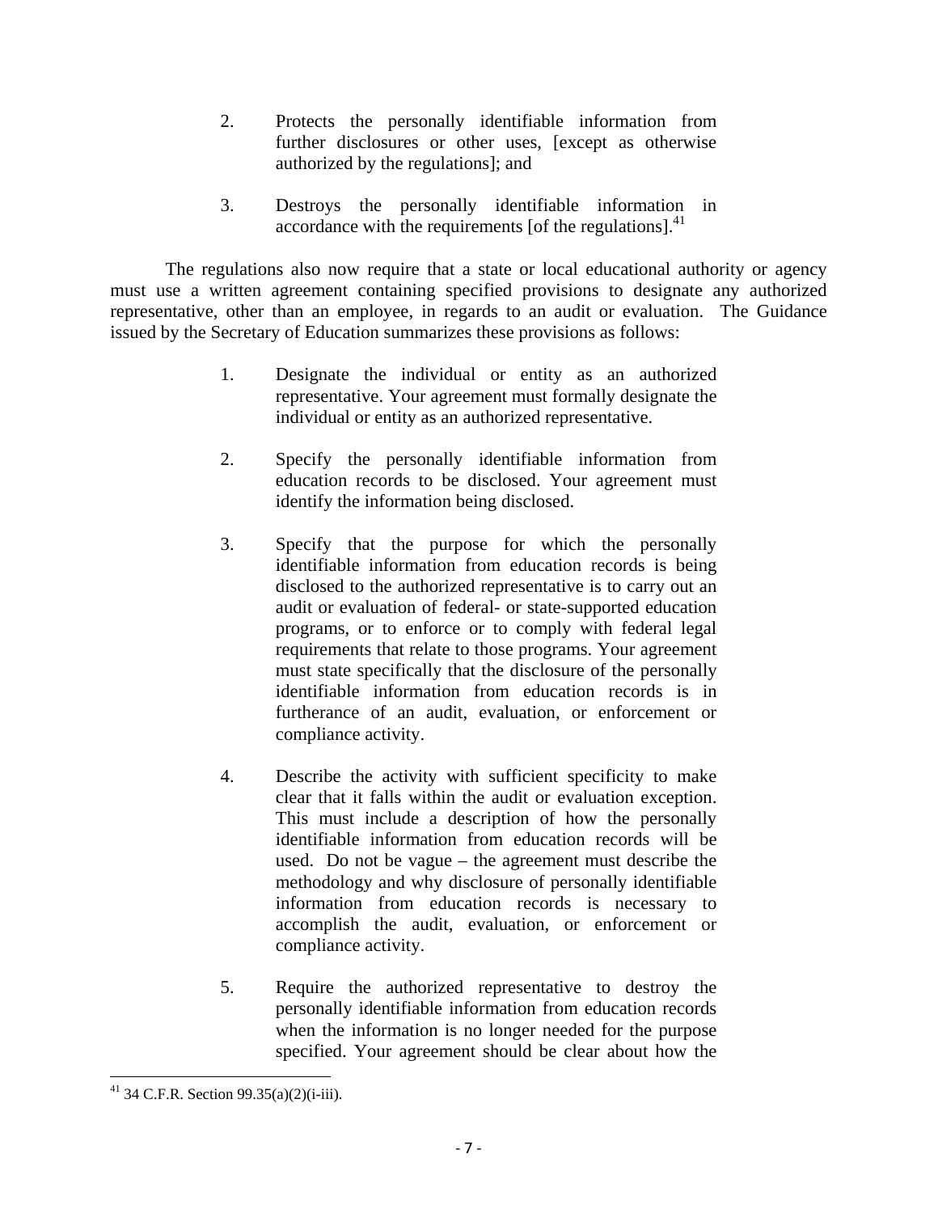2. Protects the personally identifiable information from further disclosures or other uses, [except as otherwise authorized by the regulations]; and

3. Destroys the personally identifiable information in accordance with the requirements [of the regulations].[41]

The regulations also now require that a state or local educational authority or agency must use a written agreement containing specified provisions to designate any authorized representative, other than an employee, in regards to an audit or evaluation. The Guidance issued by the Secretary of Education summarizes these provisions as follows:

1. Designate the individual or entity as an authorized representative. Your agreement must formally designate the individual or entity as an authorized representative.

2. Specify the personally identifiable information from education records to be disclosed. Your agreement must identify the information being disclosed.

3. Specify that the purpose for which the personally identifiable information from education records is being disclosed to the authorized representative is to carry out an audit or evaluation of federal- or state-supported education programs, or to enforce or to comply with federal legal requirements that relate to those programs. Your agreement must state specifically that the disclosure of the personally identifiable information from education records is in furtherance of an audit, evaluation, or enforcement or compliance activity.

4. Describe the activity with sufficient specificity to make clear that it falls within the audit or evaluation exception. This must include a description of how the personally identifiable information from education records will be used. Do not be vague – the agreement must describe the methodology and why disclosure of personally identifiable information from education records is necessary to accomplish the audit, evaluation, or enforcement or compliance activity.

5. Require the authorized representative to destroy the personally identifiable information from education records when the information is no longer needed for the purpose specified. Your agreement should be clear about how the

---

[41] 34 C.F.R. Section 99.35(a)(2)(i-iii).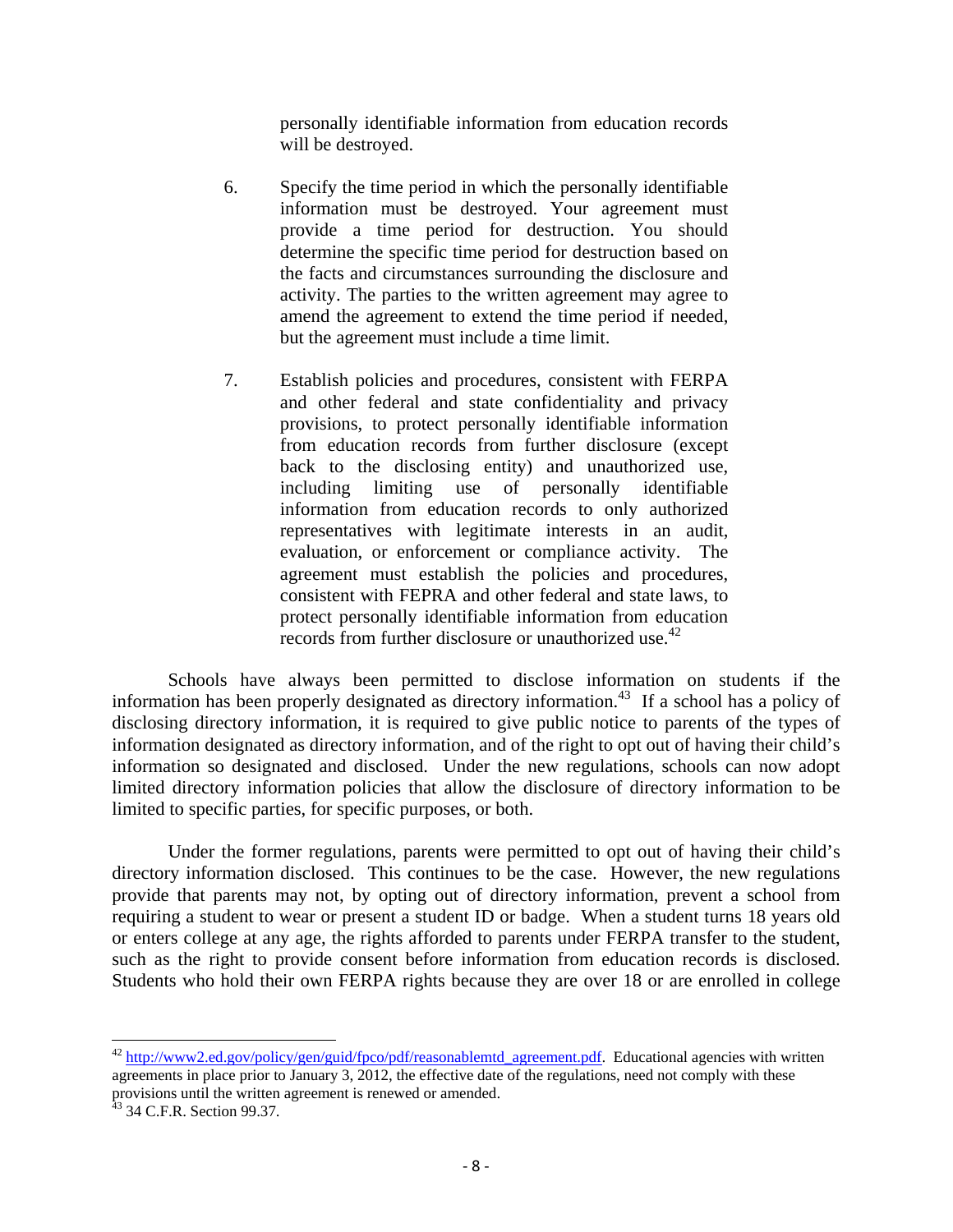personally identifiable information from education records will be destroyed.

6. Specify the time period in which the personally identifiable information must be destroyed. Your agreement must provide a time period for destruction. You should determine the specific time period for destruction based on the facts and circumstances surrounding the disclosure and activity. The parties to the written agreement may agree to amend the agreement to extend the time period if needed, but the agreement must include a time limit.

7. Establish policies and procedures, consistent with FERPA and other federal and state confidentiality and privacy provisions, to protect personally identifiable information from education records from further disclosure (except back to the disclosing entity) and unauthorized use, including limiting use of personally identifiable information from education records to only authorized representatives with legitimate interests in an audit, evaluation, or enforcement or compliance activity. The agreement must establish the policies and procedures, consistent with FEPRA and other federal and state laws, to protect personally identifiable information from education records from further disclosure or unauthorized use.[42]

Schools have always been permitted to disclose information on students if the information has been properly designated as directory information.[43] If a school has a policy of disclosing directory information, it is required to give public notice to parents of the types of information designated as directory information, and of the right to opt out of having their child's information so designated and disclosed. Under the new regulations, schools can now adopt limited directory information policies that allow the disclosure of directory information to be limited to specific parties, for specific purposes, or both.

Under the former regulations, parents were permitted to opt out of having their child's directory information disclosed. This continues to be the case. However, the new regulations provide that parents may not, by opting out of directory information, prevent a school from requiring a student to wear or present a student ID or badge. When a student turns 18 years old or enters college at any age, the rights afforded to parents under FERPA transfer to the student, such as the right to provide consent before information from education records is disclosed. Students who hold their own FERPA rights because they are over 18 or are enrolled in college

---

[42] http://www2.ed.gov/policy/gen/guid/fpco/pdf/reasonablemtd_agreement.pdf. Educational agencies with written agreements in place prior to January 3, 2012, the effective date of the regulations, need not comply with these provisions until the written agreement is renewed or amended.

[43] 34 C.F.R. Section 99.37.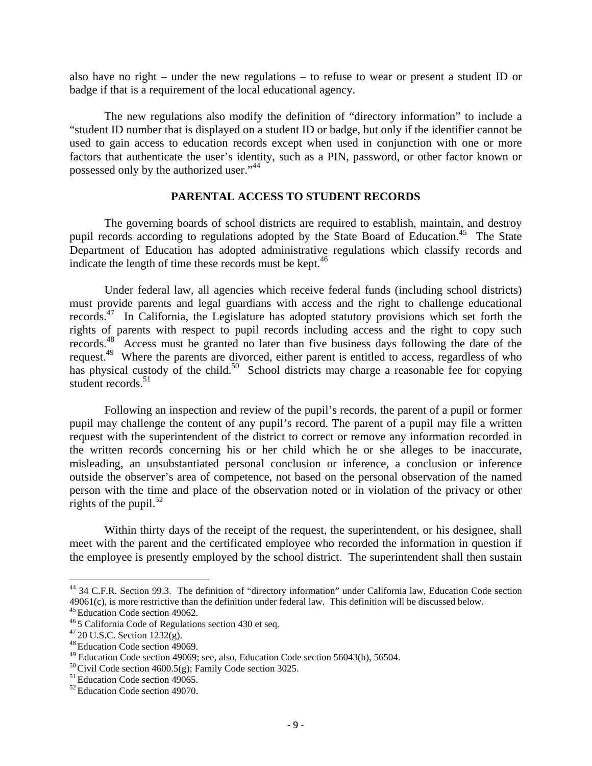also have no right – under the new regulations – to refuse to wear or present a student ID or badge if that is a requirement of the local educational agency.

The new regulations also modify the definition of "directory information" to include a "student ID number that is displayed on a student ID or badge, but only if the identifier cannot be used to gain access to education records except when used in conjunction with one or more factors that authenticate the user's identity, such as a PIN, password, or other factor known or possessed only by the authorized user."[44]

## PARENTAL ACCESS TO STUDENT RECORDS

The governing boards of school districts are required to establish, maintain, and destroy pupil records according to regulations adopted by the State Board of Education.[45] The State Department of Education has adopted administrative regulations which classify records and indicate the length of time these records must be kept.[46]

Under federal law, all agencies which receive federal funds (including school districts) must provide parents and legal guardians with access and the right to challenge educational records.[47] In California, the Legislature has adopted statutory provisions which set forth the rights of parents with respect to pupil records including access and the right to copy such records.[48] Access must be granted no later than five business days following the date of the request.[49] Where the parents are divorced, either parent is entitled to access, regardless of who has physical custody of the child.[50] School districts may charge a reasonable fee for copying student records.[51]

Following an inspection and review of the pupil's records, the parent of a pupil or former pupil may challenge the content of any pupil's record. The parent of a pupil may file a written request with the superintendent of the district to correct or remove any information recorded in the written records concerning his or her child which he or she alleges to be inaccurate, misleading, an unsubstantiated personal conclusion or inference, a conclusion or inference outside the observer's area of competence, not based on the personal observation of the named person with the time and place of the observation noted or in violation of the privacy or other rights of the pupil.[52]

Within thirty days of the receipt of the request, the superintendent, or his designee, shall meet with the parent and the certificated employee who recorded the information in question if the employee is presently employed by the school district. The superintendent shall then sustain

---

[44] 34 C.F.R. Section 99.3. The definition of "directory information" under California law, Education Code section 49061(c), is more restrictive than the definition under federal law. This definition will be discussed below.

[45] Education Code section 49062.

[46] 5 California Code of Regulations section 430 et seq.

[47] 20 U.S.C. Section 1232(g).

[48] Education Code section 49069.

[49] Education Code section 49069; see, also, Education Code section 56043(h), 56504.

[50] Civil Code section 4600.5(g); Family Code section 3025.

[51] Education Code section 49065.

[52] Education Code section 49070.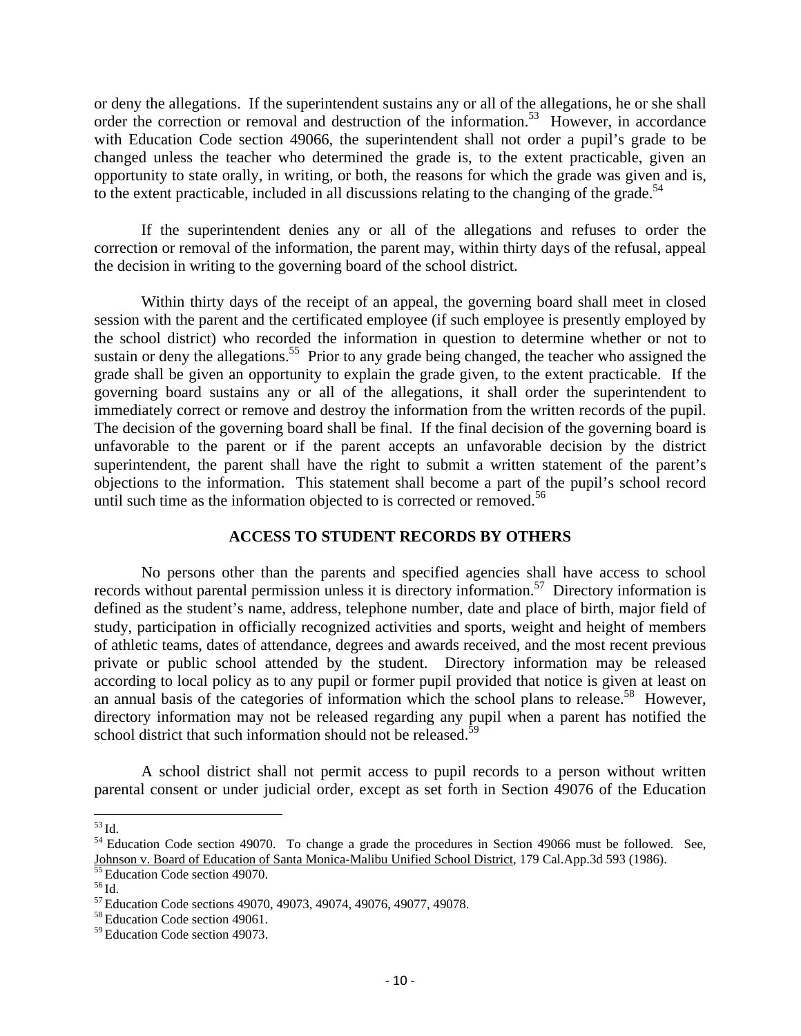or deny the allegations. If the superintendent sustains any or all of the allegations, he or she shall order the correction or removal and destruction of the information.[53] However, in accordance with Education Code section 49066, the superintendent shall not order a pupil's grade to be changed unless the teacher who determined the grade is, to the extent practicable, given an opportunity to state orally, in writing, or both, the reasons for which the grade was given and is, to the extent practicable, included in all discussions relating to the changing of the grade.[54]

If the superintendent denies any or all of the allegations and refuses to order the correction or removal of the information, the parent may, within thirty days of the refusal, appeal the decision in writing to the governing board of the school district.

Within thirty days of the receipt of an appeal, the governing board shall meet in closed session with the parent and the certificated employee (if such employee is presently employed by the school district) who recorded the information in question to determine whether or not to sustain or deny the allegations.[55] Prior to any grade being changed, the teacher who assigned the grade shall be given an opportunity to explain the grade given, to the extent practicable. If the governing board sustains any or all of the allegations, it shall order the superintendent to immediately correct or remove and destroy the information from the written records of the pupil. The decision of the governing board shall be final. If the final decision of the governing board is unfavorable to the parent or if the parent accepts an unfavorable decision by the district superintendent, the parent shall have the right to submit a written statement of the parent's objections to the information. This statement shall become a part of the pupil's school record until such time as the information objected to is corrected or removed.[56]

## ACCESS TO STUDENT RECORDS BY OTHERS

No persons other than the parents and specified agencies shall have access to school records without parental permission unless it is directory information.[57] Directory information is defined as the student's name, address, telephone number, date and place of birth, major field of study, participation in officially recognized activities and sports, weight and height of members of athletic teams, dates of attendance, degrees and awards received, and the most recent previous private or public school attended by the student. Directory information may be released according to local policy as to any pupil or former pupil provided that notice is given at least on an annual basis of the categories of information which the school plans to release.[58] However, directory information may not be released regarding any pupil when a parent has notified the school district that such information should not be released.[59]

A school district shall not permit access to pupil records to a person without written parental consent or under judicial order, except as set forth in Section 49076 of the Education

---

[53] Id.

[54] Education Code section 49070. To change a grade the procedures in Section 49066 must be followed. See, Johnson v. Board of Education of Santa Monica-Malibu Unified School District, 179 Cal.App.3d 593 (1986).

[55] Education Code section 49070.

[56] Id.

[57] Education Code sections 49070, 49073, 49074, 49076, 49077, 49078.

[58] Education Code section 49061.

[59] Education Code section 49073.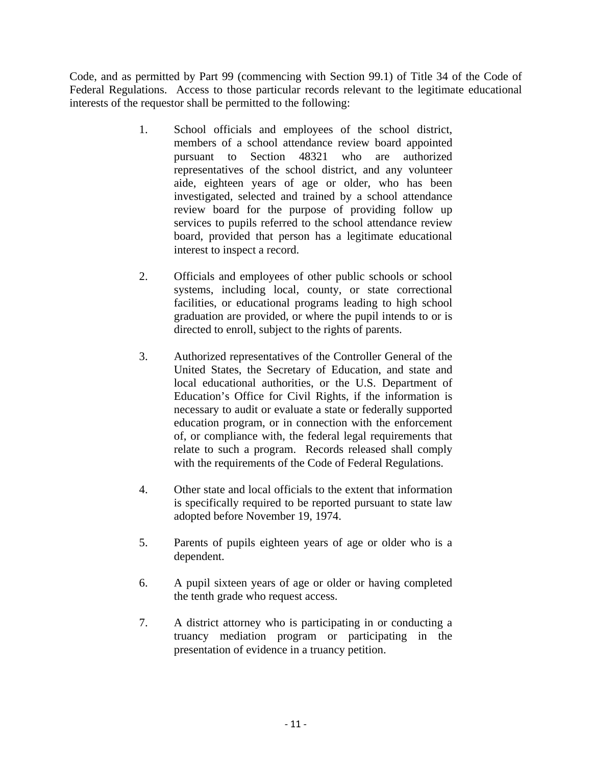Code, and as permitted by Part 99 (commencing with Section 99.1) of Title 34 of the Code of Federal Regulations. Access to those particular records relevant to the legitimate educational interests of the requestor shall be permitted to the following:

1. School officials and employees of the school district, members of a school attendance review board appointed pursuant to Section 48321 who are authorized representatives of the school district, and any volunteer aide, eighteen years of age or older, who has been investigated, selected and trained by a school attendance review board for the purpose of providing follow up services to pupils referred to the school attendance review board, provided that person has a legitimate educational interest to inspect a record.

2. Officials and employees of other public schools or school systems, including local, county, or state correctional facilities, or educational programs leading to high school graduation are provided, or where the pupil intends to or is directed to enroll, subject to the rights of parents.

3. Authorized representatives of the Controller General of the United States, the Secretary of Education, and state and local educational authorities, or the U.S. Department of Education's Office for Civil Rights, if the information is necessary to audit or evaluate a state or federally supported education program, or in connection with the enforcement of, or compliance with, the federal legal requirements that relate to such a program. Records released shall comply with the requirements of the Code of Federal Regulations.

4. Other state and local officials to the extent that information is specifically required to be reported pursuant to state law adopted before November 19, 1974.

5. Parents of pupils eighteen years of age or older who is a dependent.

6. A pupil sixteen years of age or older or having completed the tenth grade who request access.

7. A district attorney who is participating in or conducting a truancy mediation program or participating in the presentation of evidence in a truancy petition.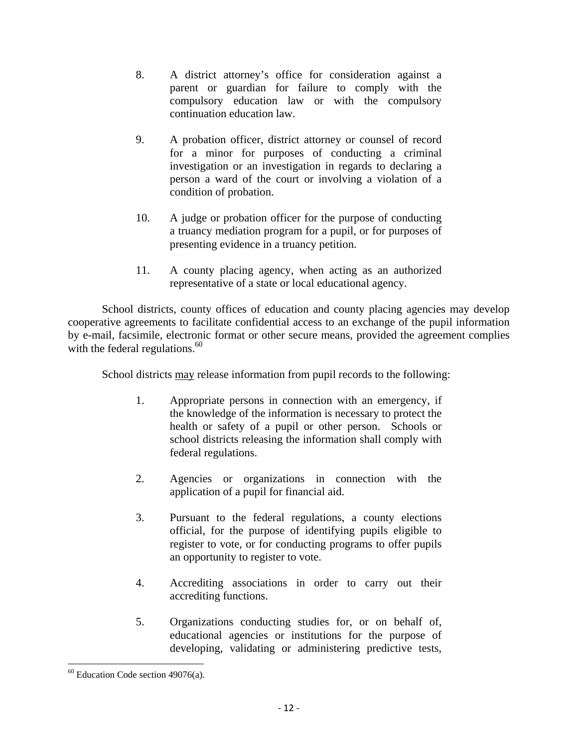8. A district attorney's office for consideration against a parent or guardian for failure to comply with the compulsory education law or with the compulsory continuation education law.

9. A probation officer, district attorney or counsel of record for a minor for purposes of conducting a criminal investigation or an investigation in regards to declaring a person a ward of the court or involving a violation of a condition of probation.

10. A judge or probation officer for the purpose of conducting a truancy mediation program for a pupil, or for purposes of presenting evidence in a truancy petition.

11. A county placing agency, when acting as an authorized representative of a state or local educational agency.

School districts, county offices of education and county placing agencies may develop cooperative agreements to facilitate confidential access to an exchange of the pupil information by e-mail, facsimile, electronic format or other secure means, provided the agreement complies with the federal regulations.[60]

School districts <u>may</u> release information from pupil records to the following:

1. Appropriate persons in connection with an emergency, if the knowledge of the information is necessary to protect the health or safety of a pupil or other person. Schools or school districts releasing the information shall comply with federal regulations.

2. Agencies or organizations in connection with the application of a pupil for financial aid.

3. Pursuant to the federal regulations, a county elections official, for the purpose of identifying pupils eligible to register to vote, or for conducting programs to offer pupils an opportunity to register to vote.

4. Accrediting associations in order to carry out their accrediting functions.

5. Organizations conducting studies for, or on behalf of, educational agencies or institutions for the purpose of developing, validating or administering predictive tests,

---

[60] Education Code section 49076(a).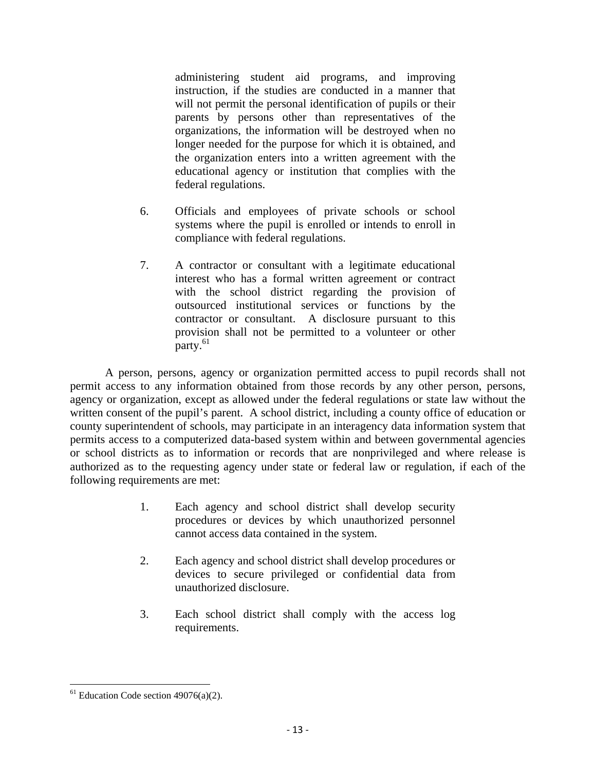administering student aid programs, and improving instruction, if the studies are conducted in a manner that will not permit the personal identification of pupils or their parents by persons other than representatives of the organizations, the information will be destroyed when no longer needed for the purpose for which it is obtained, and the organization enters into a written agreement with the educational agency or institution that complies with the federal regulations.

6. Officials and employees of private schools or school systems where the pupil is enrolled or intends to enroll in compliance with federal regulations.

7. A contractor or consultant with a legitimate educational interest who has a formal written agreement or contract with the school district regarding the provision of outsourced institutional services or functions by the contractor or consultant. A disclosure pursuant to this provision shall not be permitted to a volunteer or other party.[61]

A person, persons, agency or organization permitted access to pupil records shall not permit access to any information obtained from those records by any other person, persons, agency or organization, except as allowed under the federal regulations or state law without the written consent of the pupil's parent. A school district, including a county office of education or county superintendent of schools, may participate in an interagency data information system that permits access to a computerized data-based system within and between governmental agencies or school districts as to information or records that are nonprivileged and where release is authorized as to the requesting agency under state or federal law or regulation, if each of the following requirements are met:

1. Each agency and school district shall develop security procedures or devices by which unauthorized personnel cannot access data contained in the system.

2. Each agency and school district shall develop procedures or devices to secure privileged or confidential data from unauthorized disclosure.

3. Each school district shall comply with the access log requirements.

---

[61] Education Code section 49076(a)(2).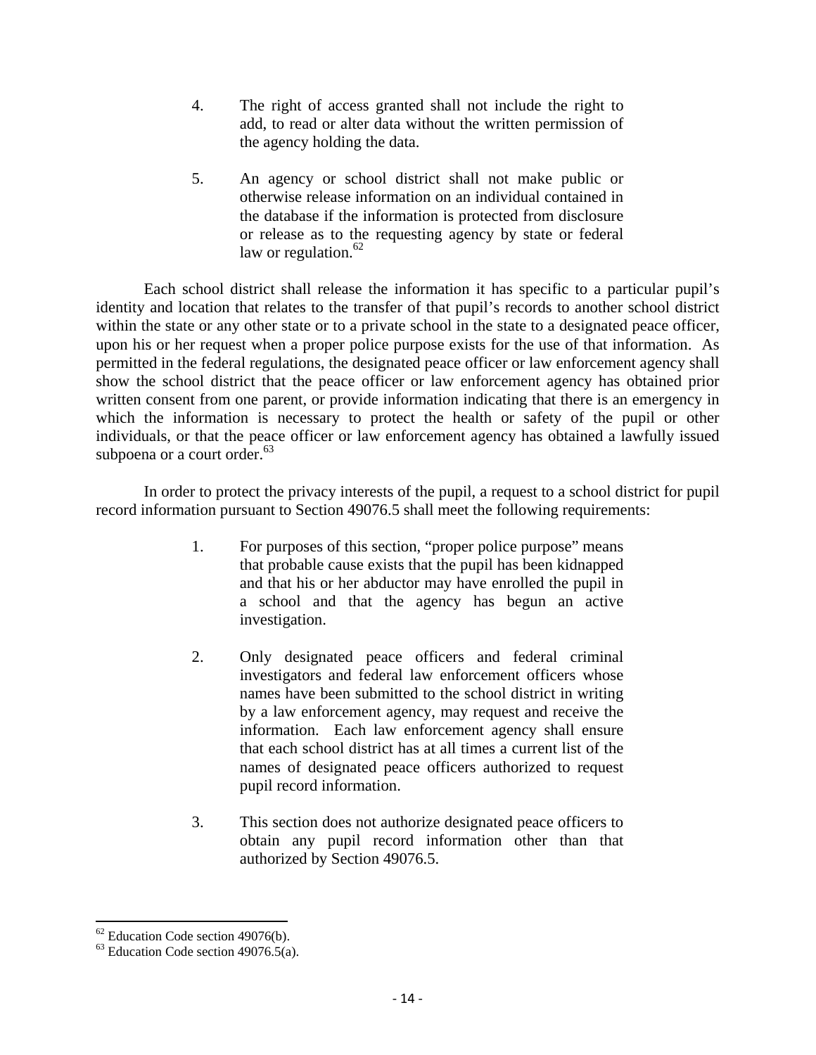4. The right of access granted shall not include the right to add, to read or alter data without the written permission of the agency holding the data.

5. An agency or school district shall not make public or otherwise release information on an individual contained in the database if the information is protected from disclosure or release as to the requesting agency by state or federal law or regulation.[62]

Each school district shall release the information it has specific to a particular pupil's identity and location that relates to the transfer of that pupil's records to another school district within the state or any other state or to a private school in the state to a designated peace officer, upon his or her request when a proper police purpose exists for the use of that information. As permitted in the federal regulations, the designated peace officer or law enforcement agency shall show the school district that the peace officer or law enforcement agency has obtained prior written consent from one parent, or provide information indicating that there is an emergency in which the information is necessary to protect the health or safety of the pupil or other individuals, or that the peace officer or law enforcement agency has obtained a lawfully issued subpoena or a court order.[63]

In order to protect the privacy interests of the pupil, a request to a school district for pupil record information pursuant to Section 49076.5 shall meet the following requirements:

1. For purposes of this section, "proper police purpose" means that probable cause exists that the pupil has been kidnapped and that his or her abductor may have enrolled the pupil in a school and that the agency has begun an active investigation.

2. Only designated peace officers and federal criminal investigators and federal law enforcement officers whose names have been submitted to the school district in writing by a law enforcement agency, may request and receive the information. Each law enforcement agency shall ensure that each school district has at all times a current list of the names of designated peace officers authorized to request pupil record information.

3. This section does not authorize designated peace officers to obtain any pupil record information other than that authorized by Section 49076.5.

---

[62] Education Code section 49076(b).

[63] Education Code section 49076.5(a).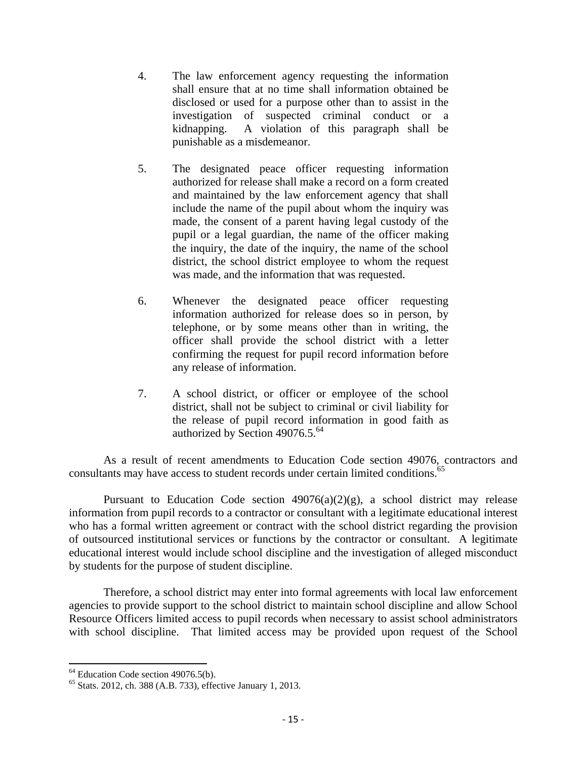4. The law enforcement agency requesting the information shall ensure that at no time shall information obtained be disclosed or used for a purpose other than to assist in the investigation of suspected criminal conduct or a kidnapping. A violation of this paragraph shall be punishable as a misdemeanor.

5. The designated peace officer requesting information authorized for release shall make a record on a form created and maintained by the law enforcement agency that shall include the name of the pupil about whom the inquiry was made, the consent of a parent having legal custody of the pupil or a legal guardian, the name of the officer making the inquiry, the date of the inquiry, the name of the school district, the school district employee to whom the request was made, and the information that was requested.

6. Whenever the designated peace officer requesting information authorized for release does so in person, by telephone, or by some means other than in writing, the officer shall provide the school district with a letter confirming the request for pupil record information before any release of information.

7. A school district, or officer or employee of the school district, shall not be subject to criminal or civil liability for the release of pupil record information in good faith as authorized by Section 49076.5.[64]

As a result of recent amendments to Education Code section 49076, contractors and consultants may have access to student records under certain limited conditions.[65]

Pursuant to Education Code section 49076(a)(2)(g), a school district may release information from pupil records to a contractor or consultant with a legitimate educational interest who has a formal written agreement or contract with the school district regarding the provision of outsourced institutional services or functions by the contractor or consultant. A legitimate educational interest would include school discipline and the investigation of alleged misconduct by students for the purpose of student discipline.

Therefore, a school district may enter into formal agreements with local law enforcement agencies to provide support to the school district to maintain school discipline and allow School Resource Officers limited access to pupil records when necessary to assist school administrators with school discipline. That limited access may be provided upon request of the School

[64] Education Code section 49076.5(b).

[65] Stats. 2012, ch. 388 (A.B. 733), effective January 1, 2013.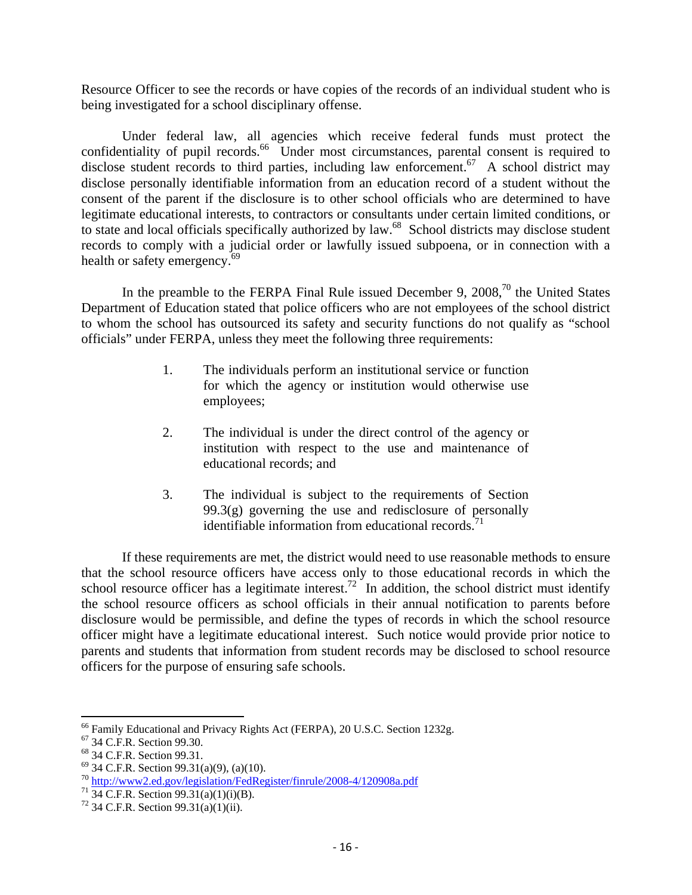Resource Officer to see the records or have copies of the records of an individual student who is being investigated for a school disciplinary offense.

Under federal law, all agencies which receive federal funds must protect the confidentiality of pupil records.[66] Under most circumstances, parental consent is required to disclose student records to third parties, including law enforcement.[67] A school district may disclose personally identifiable information from an education record of a student without the consent of the parent if the disclosure is to other school officials who are determined to have legitimate educational interests, to contractors or consultants under certain limited conditions, or to state and local officials specifically authorized by law.[68] School districts may disclose student records to comply with a judicial order or lawfully issued subpoena, or in connection with a health or safety emergency.[69]

In the preamble to the FERPA Final Rule issued December 9, 2008,[70] the United States Department of Education stated that police officers who are not employees of the school district to whom the school has outsourced its safety and security functions do not qualify as "school officials" under FERPA, unless they meet the following three requirements:

> 1. The individuals perform an institutional service or function for which the agency or institution would otherwise use employees;
>
> 2. The individual is under the direct control of the agency or institution with respect to the use and maintenance of educational records; and
>
> 3. The individual is subject to the requirements of Section 99.3(g) governing the use and redisclosure of personally identifiable information from educational records.[71]

If these requirements are met, the district would need to use reasonable methods to ensure that the school resource officers have access only to those educational records in which the school resource officer has a legitimate interest.[72] In addition, the school district must identify the school resource officers as school officials in their annual notification to parents before disclosure would be permissible, and define the types of records in which the school resource officer might have a legitimate educational interest. Such notice would provide prior notice to parents and students that information from student records may be disclosed to school resource officers for the purpose of ensuring safe schools.

---

[66] Family Educational and Privacy Rights Act (FERPA), 20 U.S.C. Section 1232g.
[67] 34 C.F.R. Section 99.30.
[68] 34 C.F.R. Section 99.31.
[69] 34 C.F.R. Section 99.31(a)(9), (a)(10).
[70] http://www2.ed.gov/legislation/FedRegister/finrule/2008-4/120908a.pdf
[71] 34 C.F.R. Section 99.31(a)(1)(i)(B).
[72] 34 C.F.R. Section 99.31(a)(1)(ii).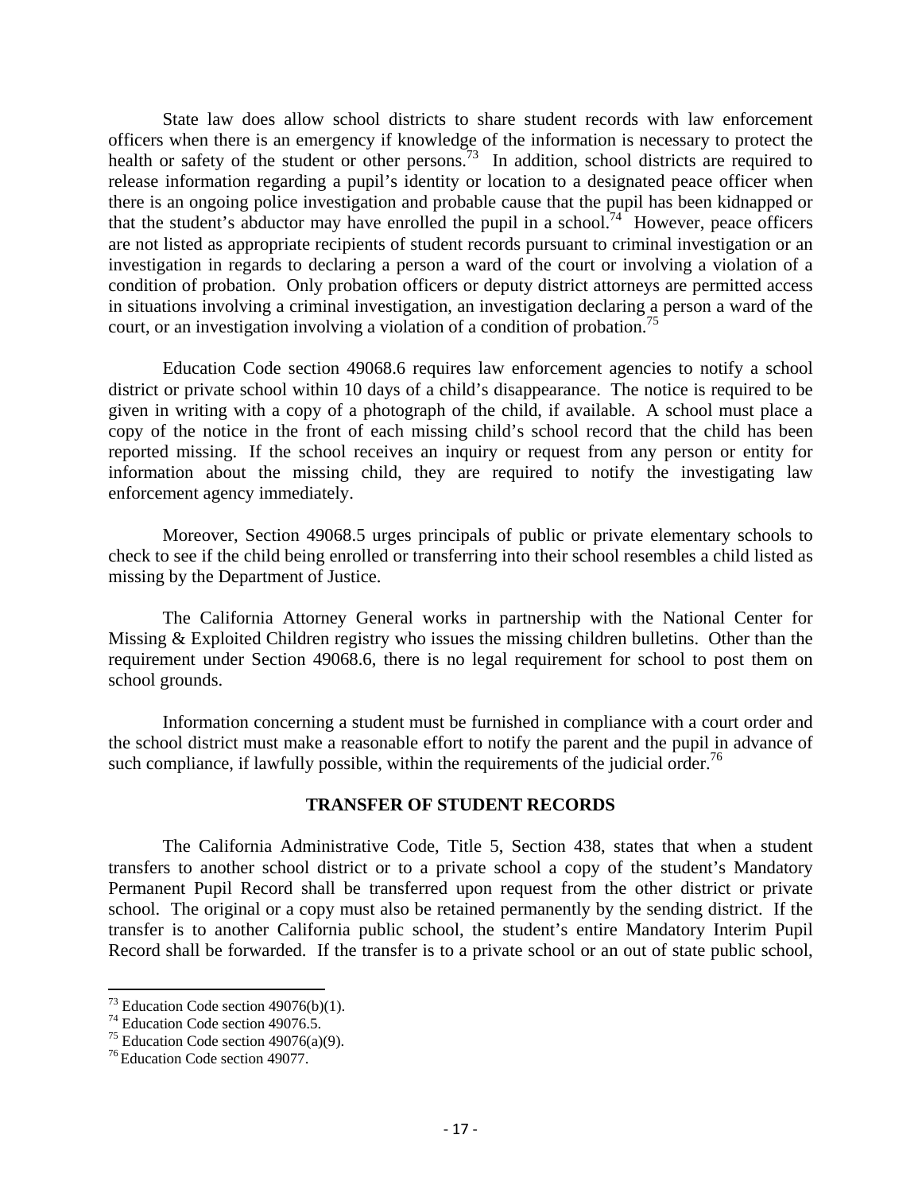State law does allow school districts to share student records with law enforcement officers when there is an emergency if knowledge of the information is necessary to protect the health or safety of the student or other persons.[73] In addition, school districts are required to release information regarding a pupil's identity or location to a designated peace officer when there is an ongoing police investigation and probable cause that the pupil has been kidnapped or that the student's abductor may have enrolled the pupil in a school.[74] However, peace officers are not listed as appropriate recipients of student records pursuant to criminal investigation or an investigation in regards to declaring a person a ward of the court or involving a violation of a condition of probation. Only probation officers or deputy district attorneys are permitted access in situations involving a criminal investigation, an investigation declaring a person a ward of the court, or an investigation involving a violation of a condition of probation.[75]

Education Code section 49068.6 requires law enforcement agencies to notify a school district or private school within 10 days of a child's disappearance. The notice is required to be given in writing with a copy of a photograph of the child, if available. A school must place a copy of the notice in the front of each missing child's school record that the child has been reported missing. If the school receives an inquiry or request from any person or entity for information about the missing child, they are required to notify the investigating law enforcement agency immediately.

Moreover, Section 49068.5 urges principals of public or private elementary schools to check to see if the child being enrolled or transferring into their school resembles a child listed as missing by the Department of Justice.

The California Attorney General works in partnership with the National Center for Missing & Exploited Children registry who issues the missing children bulletins. Other than the requirement under Section 49068.6, there is no legal requirement for school to post them on school grounds.

Information concerning a student must be furnished in compliance with a court order and the school district must make a reasonable effort to notify the parent and the pupil in advance of such compliance, if lawfully possible, within the requirements of the judicial order.[76]

## TRANSFER OF STUDENT RECORDS

The California Administrative Code, Title 5, Section 438, states that when a student transfers to another school district or to a private school a copy of the student's Mandatory Permanent Pupil Record shall be transferred upon request from the other district or private school. The original or a copy must also be retained permanently by the sending district. If the transfer is to another California public school, the student's entire Mandatory Interim Pupil Record shall be forwarded. If the transfer is to a private school or an out of state public school,

[73] Education Code section 49076(b)(1).
[74] Education Code section 49076.5.
[75] Education Code section 49076(a)(9).
[76] Education Code section 49077.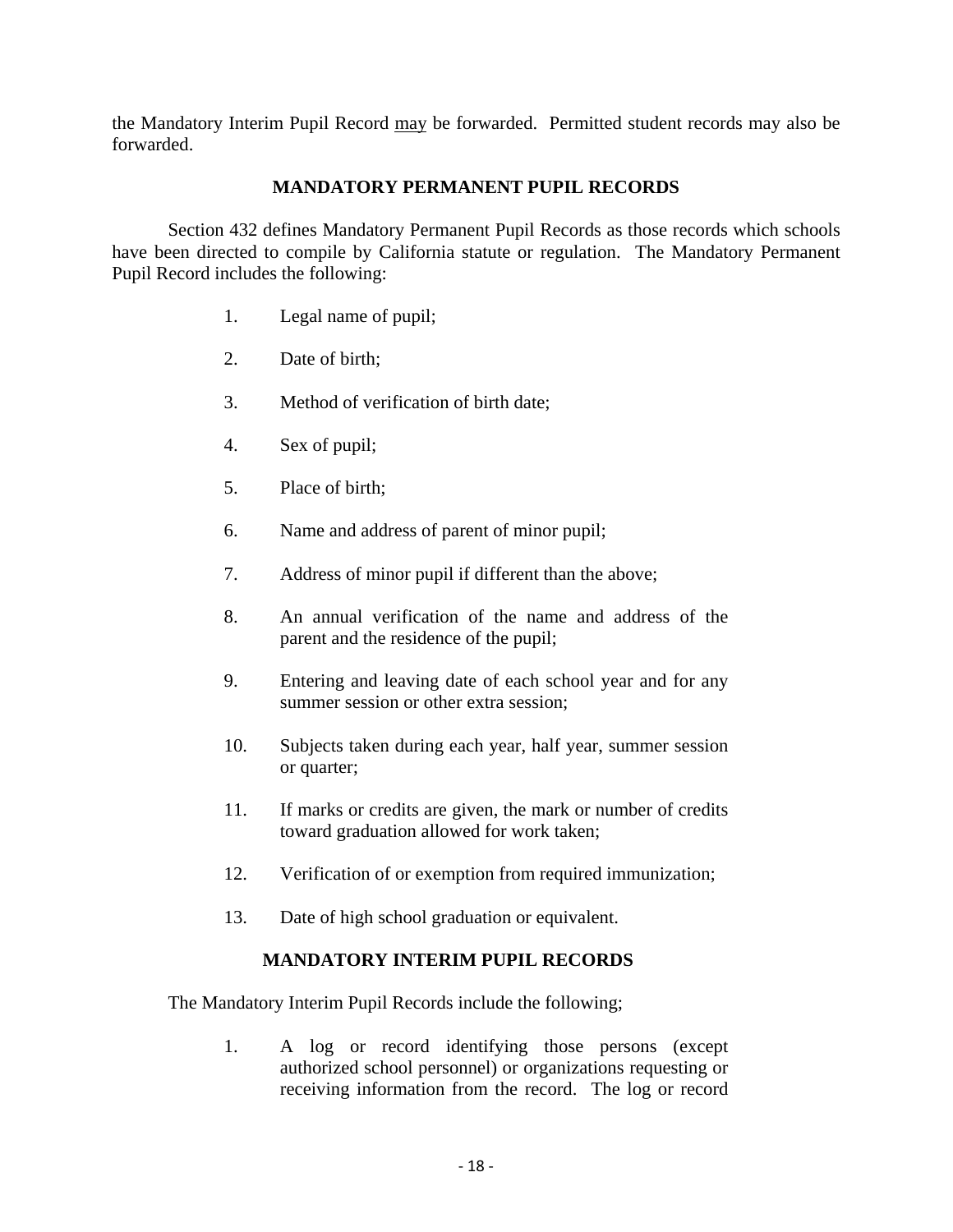the Mandatory Interim Pupil Record <u>may</u> be forwarded. Permitted student records may also be forwarded.

## MANDATORY PERMANENT PUPIL RECORDS

Section 432 defines Mandatory Permanent Pupil Records as those records which schools have been directed to compile by California statute or regulation. The Mandatory Permanent Pupil Record includes the following:

1. Legal name of pupil;
2. Date of birth;
3. Method of verification of birth date;
4. Sex of pupil;
5. Place of birth;
6. Name and address of parent of minor pupil;
7. Address of minor pupil if different than the above;
8. An annual verification of the name and address of the parent and the residence of the pupil;
9. Entering and leaving date of each school year and for any summer session or other extra session;
10. Subjects taken during each year, half year, summer session or quarter;
11. If marks or credits are given, the mark or number of credits toward graduation allowed for work taken;
12. Verification of or exemption from required immunization;
13. Date of high school graduation or equivalent.

## MANDATORY INTERIM PUPIL RECORDS

The Mandatory Interim Pupil Records include the following;

1. A log or record identifying those persons (except authorized school personnel) or organizations requesting or receiving information from the record. The log or record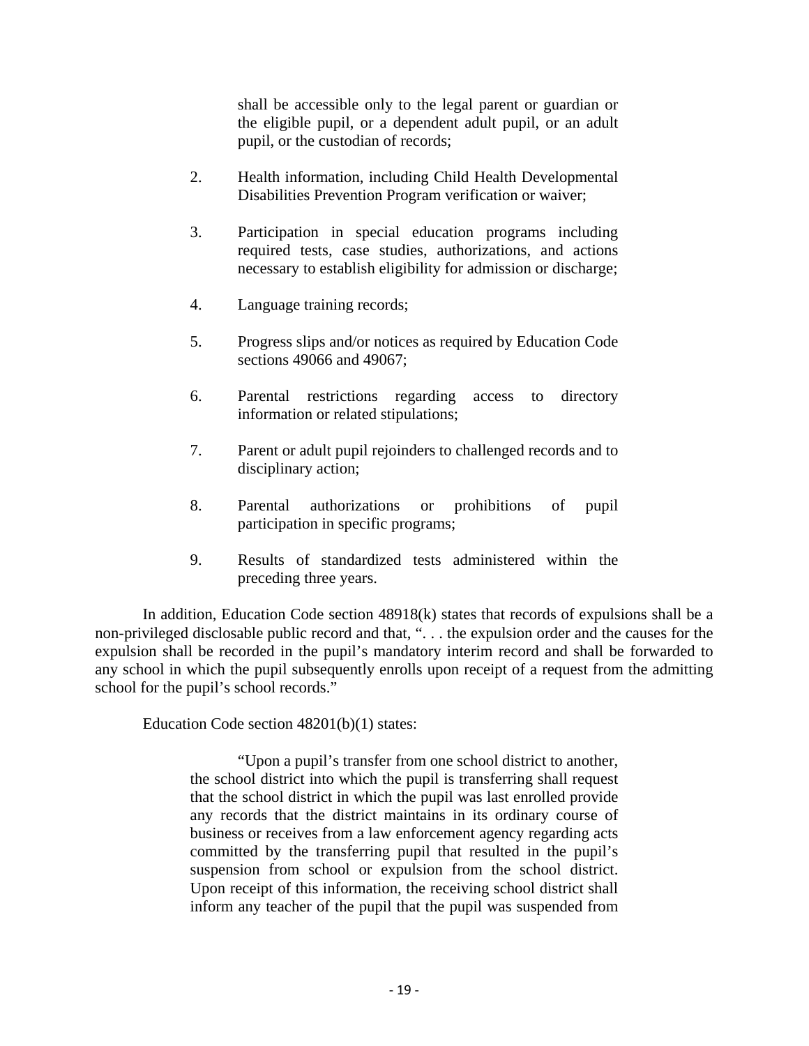shall be accessible only to the legal parent or guardian or the eligible pupil, or a dependent adult pupil, or an adult pupil, or the custodian of records;

2. Health information, including Child Health Developmental Disabilities Prevention Program verification or waiver;

3. Participation in special education programs including required tests, case studies, authorizations, and actions necessary to establish eligibility for admission or discharge;

4. Language training records;

5. Progress slips and/or notices as required by Education Code sections 49066 and 49067;

6. Parental restrictions regarding access to directory information or related stipulations;

7. Parent or adult pupil rejoinders to challenged records and to disciplinary action;

8. Parental authorizations or prohibitions of pupil participation in specific programs;

9. Results of standardized tests administered within the preceding three years.

In addition, Education Code section 48918(k) states that records of expulsions shall be a non-privileged disclosable public record and that, ". . . the expulsion order and the causes for the expulsion shall be recorded in the pupil's mandatory interim record and shall be forwarded to any school in which the pupil subsequently enrolls upon receipt of a request from the admitting school for the pupil's school records."

Education Code section 48201(b)(1) states:

> "Upon a pupil's transfer from one school district to another, the school district into which the pupil is transferring shall request that the school district in which the pupil was last enrolled provide any records that the district maintains in its ordinary course of business or receives from a law enforcement agency regarding acts committed by the transferring pupil that resulted in the pupil's suspension from school or expulsion from the school district. Upon receipt of this information, the receiving school district shall inform any teacher of the pupil that the pupil was suspended from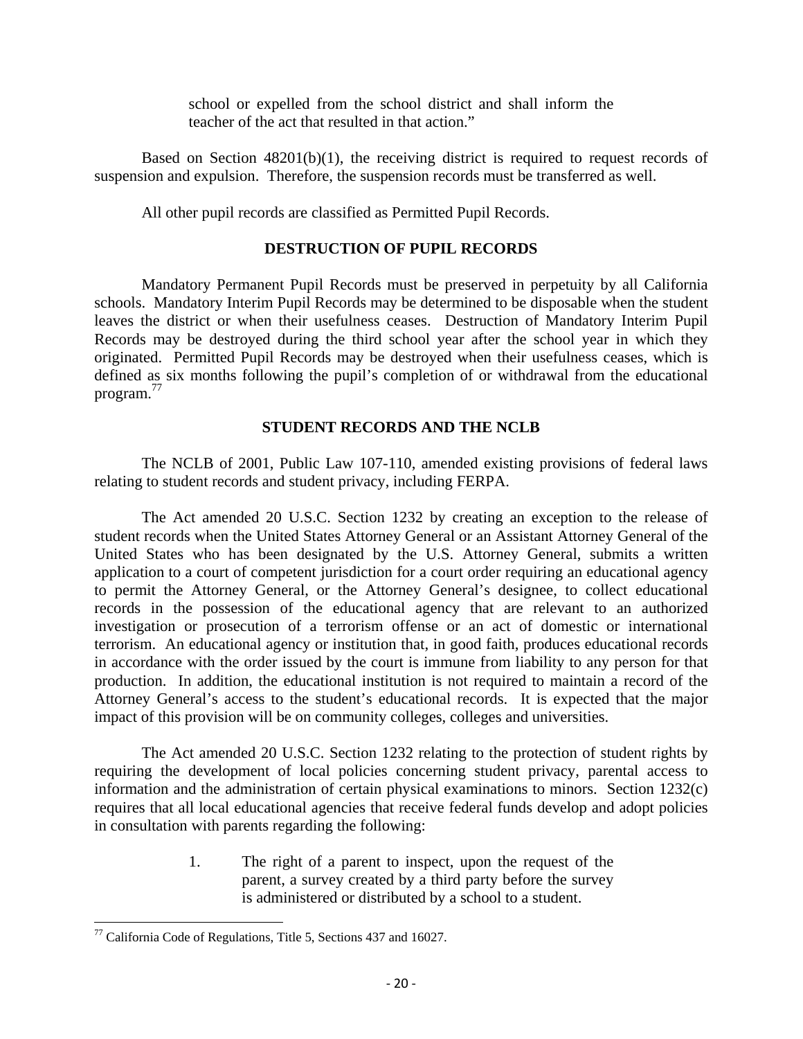> school or expelled from the school district and shall inform the teacher of the act that resulted in that action."

Based on Section 48201(b)(1), the receiving district is required to request records of suspension and expulsion. Therefore, the suspension records must be transferred as well.

All other pupil records are classified as Permitted Pupil Records.

## DESTRUCTION OF PUPIL RECORDS

Mandatory Permanent Pupil Records must be preserved in perpetuity by all California schools. Mandatory Interim Pupil Records may be determined to be disposable when the student leaves the district or when their usefulness ceases. Destruction of Mandatory Interim Pupil Records may be destroyed during the third school year after the school year in which they originated. Permitted Pupil Records may be destroyed when their usefulness ceases, which is defined as six months following the pupil's completion of or withdrawal from the educational program.[77]

## STUDENT RECORDS AND THE NCLB

The NCLB of 2001, Public Law 107-110, amended existing provisions of federal laws relating to student records and student privacy, including FERPA.

The Act amended 20 U.S.C. Section 1232 by creating an exception to the release of student records when the United States Attorney General or an Assistant Attorney General of the United States who has been designated by the U.S. Attorney General, submits a written application to a court of competent jurisdiction for a court order requiring an educational agency to permit the Attorney General, or the Attorney General's designee, to collect educational records in the possession of the educational agency that are relevant to an authorized investigation or prosecution of a terrorism offense or an act of domestic or international terrorism. An educational agency or institution that, in good faith, produces educational records in accordance with the order issued by the court is immune from liability to any person for that production. In addition, the educational institution is not required to maintain a record of the Attorney General's access to the student's educational records. It is expected that the major impact of this provision will be on community colleges, colleges and universities.

The Act amended 20 U.S.C. Section 1232 relating to the protection of student rights by requiring the development of local policies concerning student privacy, parental access to information and the administration of certain physical examinations to minors. Section 1232(c) requires that all local educational agencies that receive federal funds develop and adopt policies in consultation with parents regarding the following:

1. The right of a parent to inspect, upon the request of the parent, a survey created by a third party before the survey is administered or distributed by a school to a student.

---

[77] California Code of Regulations, Title 5, Sections 437 and 16027.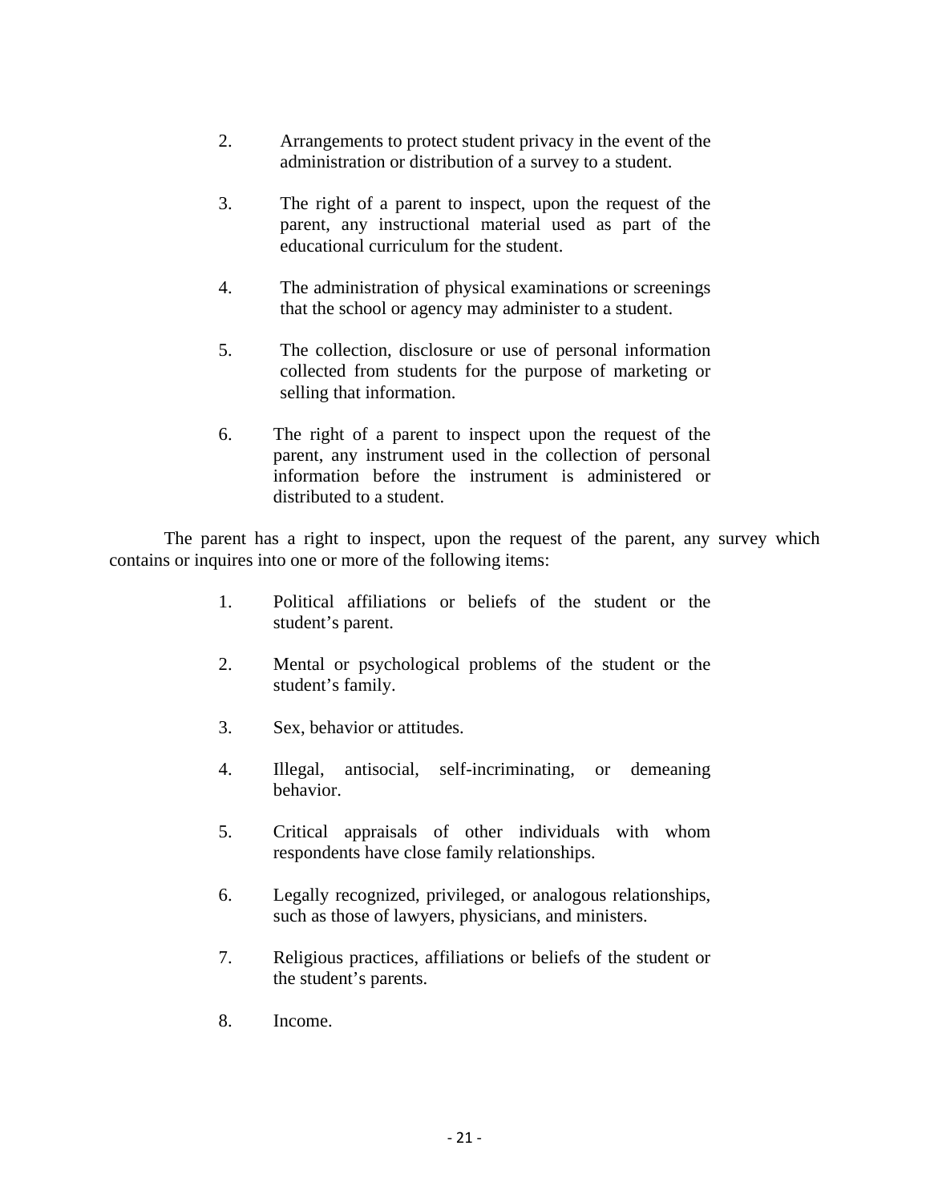2. Arrangements to protect student privacy in the event of the administration or distribution of a survey to a student.

3. The right of a parent to inspect, upon the request of the parent, any instructional material used as part of the educational curriculum for the student.

4. The administration of physical examinations or screenings that the school or agency may administer to a student.

5. The collection, disclosure or use of personal information collected from students for the purpose of marketing or selling that information.

6. The right of a parent to inspect upon the request of the parent, any instrument used in the collection of personal information before the instrument is administered or distributed to a student.

The parent has a right to inspect, upon the request of the parent, any survey which contains or inquires into one or more of the following items:

1. Political affiliations or beliefs of the student or the student's parent.

2. Mental or psychological problems of the student or the student's family.

3. Sex, behavior or attitudes.

4. Illegal, antisocial, self-incriminating, or demeaning behavior.

5. Critical appraisals of other individuals with whom respondents have close family relationships.

6. Legally recognized, privileged, or analogous relationships, such as those of lawyers, physicians, and ministers.

7. Religious practices, affiliations or beliefs of the student or the student's parents.

8. Income.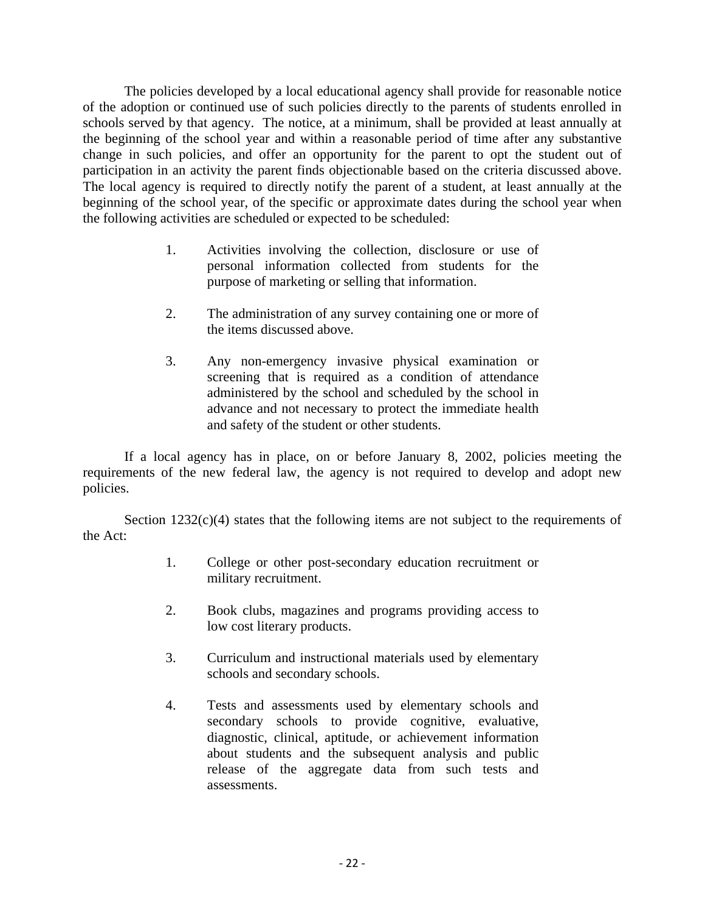The policies developed by a local educational agency shall provide for reasonable notice of the adoption or continued use of such policies directly to the parents of students enrolled in schools served by that agency. The notice, at a minimum, shall be provided at least annually at the beginning of the school year and within a reasonable period of time after any substantive change in such policies, and offer an opportunity for the parent to opt the student out of participation in an activity the parent finds objectionable based on the criteria discussed above. The local agency is required to directly notify the parent of a student, at least annually at the beginning of the school year, of the specific or approximate dates during the school year when the following activities are scheduled or expected to be scheduled:

1. Activities involving the collection, disclosure or use of personal information collected from students for the purpose of marketing or selling that information.

2. The administration of any survey containing one or more of the items discussed above.

3. Any non-emergency invasive physical examination or screening that is required as a condition of attendance administered by the school and scheduled by the school in advance and not necessary to protect the immediate health and safety of the student or other students.

If a local agency has in place, on or before January 8, 2002, policies meeting the requirements of the new federal law, the agency is not required to develop and adopt new policies.

Section 1232(c)(4) states that the following items are not subject to the requirements of the Act:

1. College or other post-secondary education recruitment or military recruitment.

2. Book clubs, magazines and programs providing access to low cost literary products.

3. Curriculum and instructional materials used by elementary schools and secondary schools.

4. Tests and assessments used by elementary schools and secondary schools to provide cognitive, evaluative, diagnostic, clinical, aptitude, or achievement information about students and the subsequent analysis and public release of the aggregate data from such tests and assessments.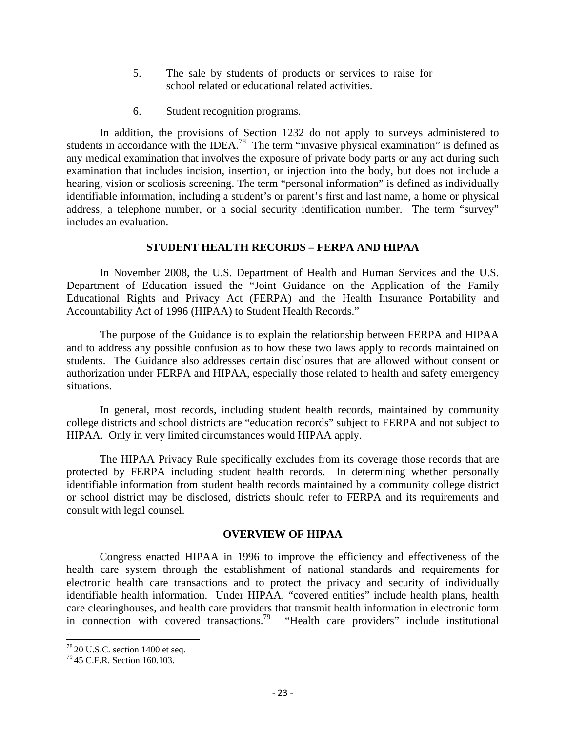5. The sale by students of products or services to raise for school related or educational related activities.

6. Student recognition programs.

In addition, the provisions of Section 1232 do not apply to surveys administered to students in accordance with the IDEA.[78] The term "invasive physical examination" is defined as any medical examination that involves the exposure of private body parts or any act during such examination that includes incision, insertion, or injection into the body, but does not include a hearing, vision or scoliosis screening. The term "personal information" is defined as individually identifiable information, including a student's or parent's first and last name, a home or physical address, a telephone number, or a social security identification number. The term "survey" includes an evaluation.

## STUDENT HEALTH RECORDS – FERPA AND HIPAA

In November 2008, the U.S. Department of Health and Human Services and the U.S. Department of Education issued the "Joint Guidance on the Application of the Family Educational Rights and Privacy Act (FERPA) and the Health Insurance Portability and Accountability Act of 1996 (HIPAA) to Student Health Records."

The purpose of the Guidance is to explain the relationship between FERPA and HIPAA and to address any possible confusion as to how these two laws apply to records maintained on students. The Guidance also addresses certain disclosures that are allowed without consent or authorization under FERPA and HIPAA, especially those related to health and safety emergency situations.

In general, most records, including student health records, maintained by community college districts and school districts are "education records" subject to FERPA and not subject to HIPAA. Only in very limited circumstances would HIPAA apply.

The HIPAA Privacy Rule specifically excludes from its coverage those records that are protected by FERPA including student health records. In determining whether personally identifiable information from student health records maintained by a community college district or school district may be disclosed, districts should refer to FERPA and its requirements and consult with legal counsel.

## OVERVIEW OF HIPAA

Congress enacted HIPAA in 1996 to improve the efficiency and effectiveness of the health care system through the establishment of national standards and requirements for electronic health care transactions and to protect the privacy and security of individually identifiable health information. Under HIPAA, "covered entities" include health plans, health care clearinghouses, and health care providers that transmit health information in electronic form in connection with covered transactions.[79] "Health care providers" include institutional

---

[78] 20 U.S.C. section 1400 et seq.

[79] 45 C.F.R. Section 160.103.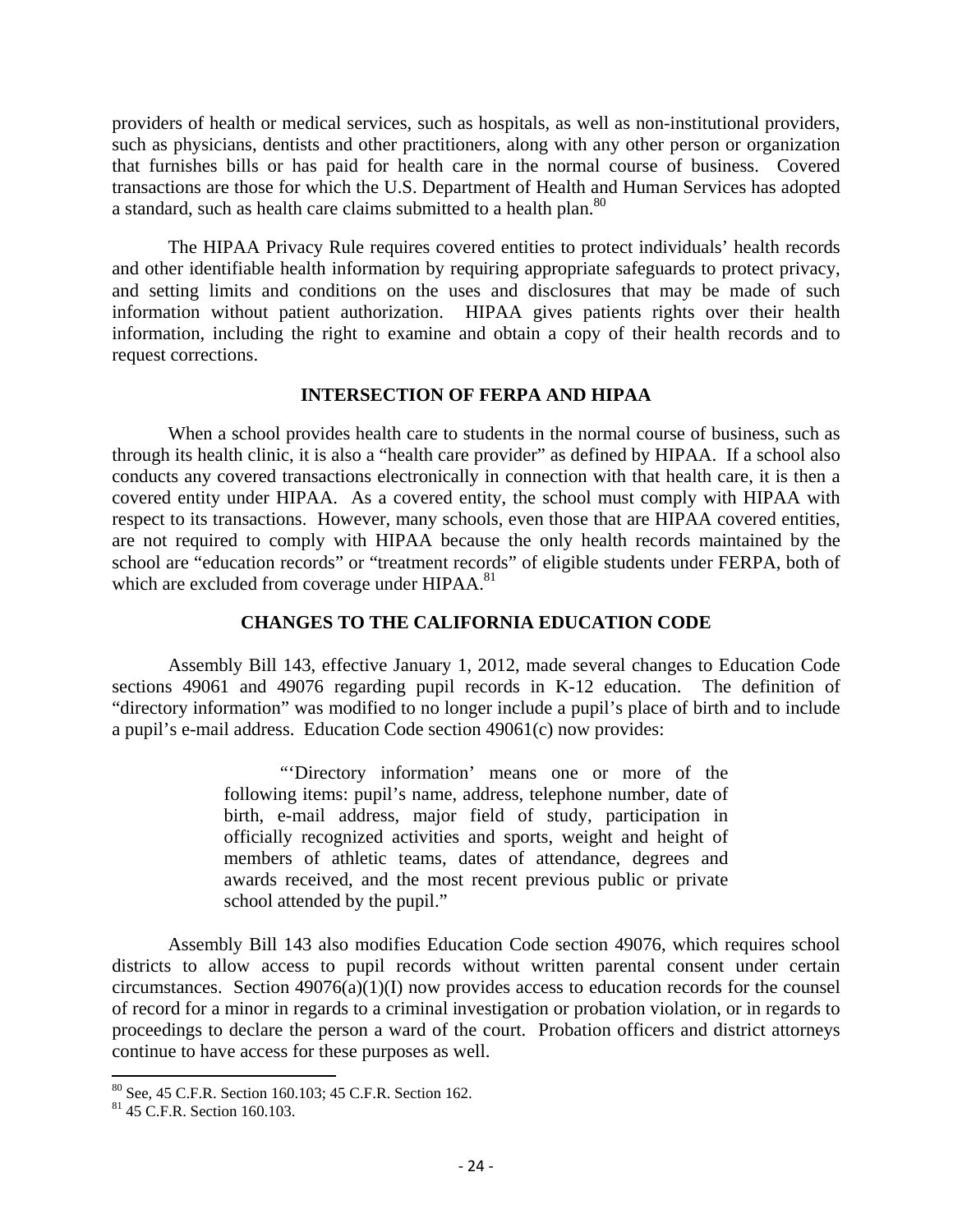providers of health or medical services, such as hospitals, as well as non-institutional providers, such as physicians, dentists and other practitioners, along with any other person or organization that furnishes bills or has paid for health care in the normal course of business. Covered transactions are those for which the U.S. Department of Health and Human Services has adopted a standard, such as health care claims submitted to a health plan.[80]

The HIPAA Privacy Rule requires covered entities to protect individuals' health records and other identifiable health information by requiring appropriate safeguards to protect privacy, and setting limits and conditions on the uses and disclosures that may be made of such information without patient authorization. HIPAA gives patients rights over their health information, including the right to examine and obtain a copy of their health records and to request corrections.

## INTERSECTION OF FERPA AND HIPAA

When a school provides health care to students in the normal course of business, such as through its health clinic, it is also a "health care provider" as defined by HIPAA. If a school also conducts any covered transactions electronically in connection with that health care, it is then a covered entity under HIPAA. As a covered entity, the school must comply with HIPAA with respect to its transactions. However, many schools, even those that are HIPAA covered entities, are not required to comply with HIPAA because the only health records maintained by the school are "education records" or "treatment records" of eligible students under FERPA, both of which are excluded from coverage under HIPAA.[81]

## CHANGES TO THE CALIFORNIA EDUCATION CODE

Assembly Bill 143, effective January 1, 2012, made several changes to Education Code sections 49061 and 49076 regarding pupil records in K-12 education. The definition of "directory information" was modified to no longer include a pupil's place of birth and to include a pupil's e-mail address. Education Code section 49061(c) now provides:

> "'Directory information' means one or more of the following items: pupil's name, address, telephone number, date of birth, e-mail address, major field of study, participation in officially recognized activities and sports, weight and height of members of athletic teams, dates of attendance, degrees and awards received, and the most recent previous public or private school attended by the pupil."

Assembly Bill 143 also modifies Education Code section 49076, which requires school districts to allow access to pupil records without written parental consent under certain circumstances. Section 49076(a)(1)(I) now provides access to education records for the counsel of record for a minor in regards to a criminal investigation or probation violation, or in regards to proceedings to declare the person a ward of the court. Probation officers and district attorneys continue to have access for these purposes as well.

---

[80] See, 45 C.F.R. Section 160.103; 45 C.F.R. Section 162.

[81] 45 C.F.R. Section 160.103.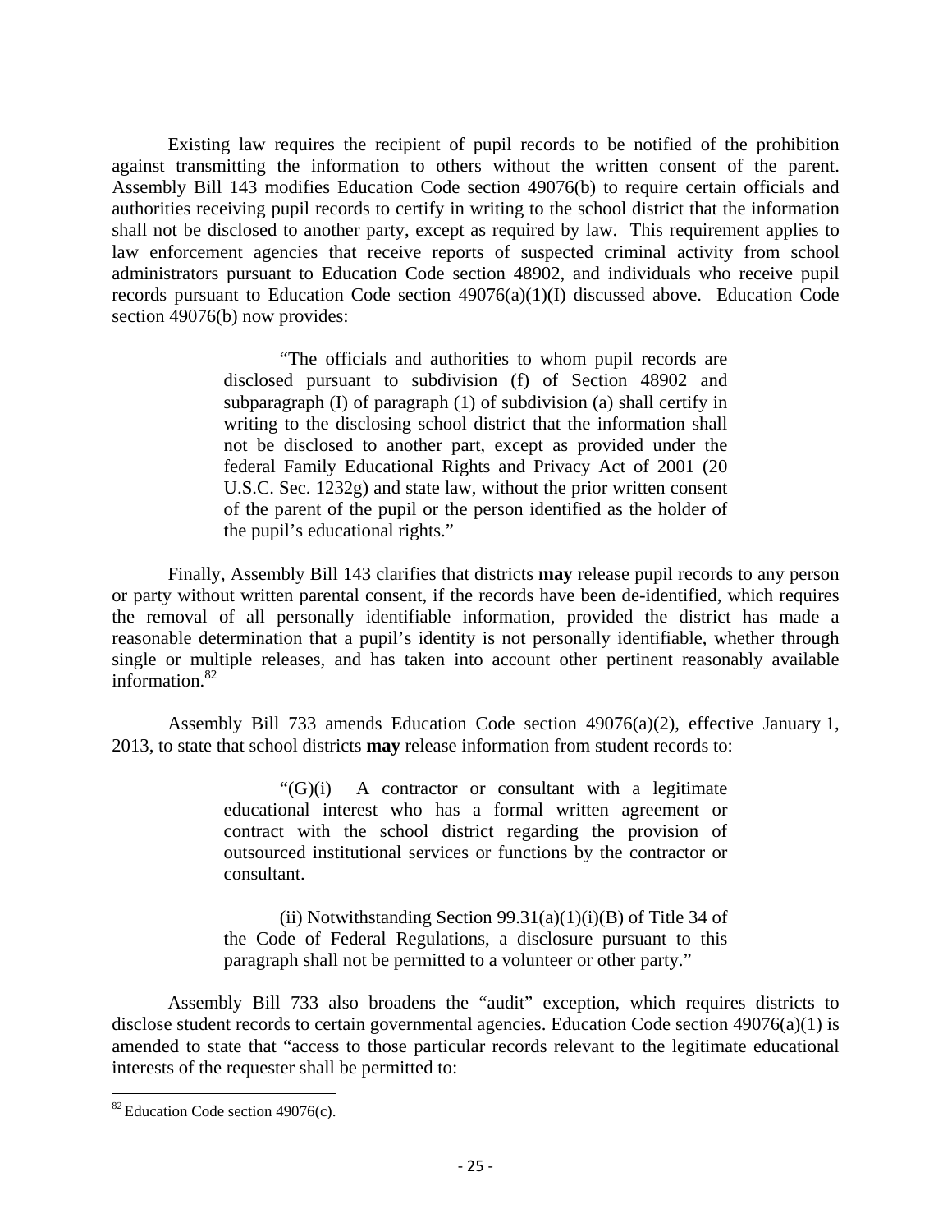Existing law requires the recipient of pupil records to be notified of the prohibition against transmitting the information to others without the written consent of the parent. Assembly Bill 143 modifies Education Code section 49076(b) to require certain officials and authorities receiving pupil records to certify in writing to the school district that the information shall not be disclosed to another party, except as required by law. This requirement applies to law enforcement agencies that receive reports of suspected criminal activity from school administrators pursuant to Education Code section 48902, and individuals who receive pupil records pursuant to Education Code section 49076(a)(1)(I) discussed above. Education Code section 49076(b) now provides:

> "The officials and authorities to whom pupil records are disclosed pursuant to subdivision (f) of Section 48902 and subparagraph (I) of paragraph (1) of subdivision (a) shall certify in writing to the disclosing school district that the information shall not be disclosed to another part, except as provided under the federal Family Educational Rights and Privacy Act of 2001 (20 U.S.C. Sec. 1232g) and state law, without the prior written consent of the parent of the pupil or the person identified as the holder of the pupil's educational rights."

Finally, Assembly Bill 143 clarifies that districts **may** release pupil records to any person or party without written parental consent, if the records have been de-identified, which requires the removal of all personally identifiable information, provided the district has made a reasonable determination that a pupil's identity is not personally identifiable, whether through single or multiple releases, and has taken into account other pertinent reasonably available information.[82]

Assembly Bill 733 amends Education Code section 49076(a)(2), effective January 1, 2013, to state that school districts **may** release information from student records to:

> "(G)(i) A contractor or consultant with a legitimate educational interest who has a formal written agreement or contract with the school district regarding the provision of outsourced institutional services or functions by the contractor or consultant.
>
> (ii) Notwithstanding Section 99.31(a)(1)(i)(B) of Title 34 of the Code of Federal Regulations, a disclosure pursuant to this paragraph shall not be permitted to a volunteer or other party."

Assembly Bill 733 also broadens the "audit" exception, which requires districts to disclose student records to certain governmental agencies. Education Code section 49076(a)(1) is amended to state that "access to those particular records relevant to the legitimate educational interests of the requester shall be permitted to:

[82] Education Code section 49076(c).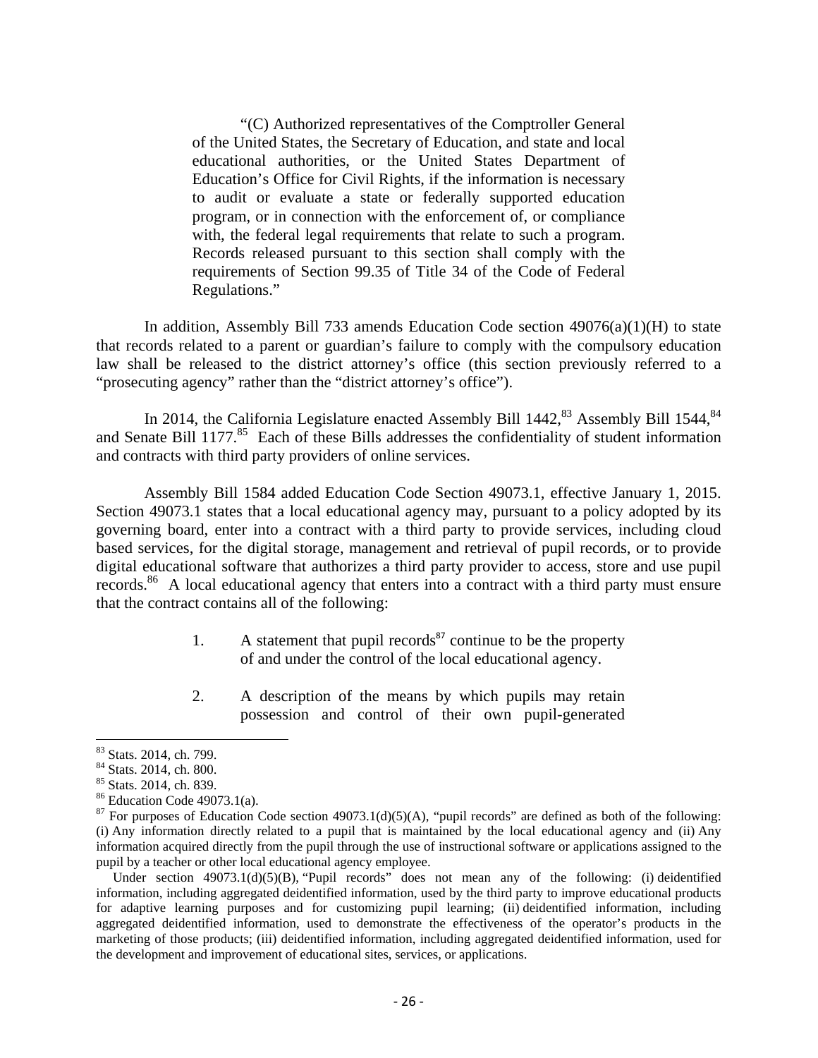> "(C) Authorized representatives of the Comptroller General of the United States, the Secretary of Education, and state and local educational authorities, or the United States Department of Education's Office for Civil Rights, if the information is necessary to audit or evaluate a state or federally supported education program, or in connection with the enforcement of, or compliance with, the federal legal requirements that relate to such a program. Records released pursuant to this section shall comply with the requirements of Section 99.35 of Title 34 of the Code of Federal Regulations."

In addition, Assembly Bill 733 amends Education Code section 49076(a)(1)(H) to state that records related to a parent or guardian's failure to comply with the compulsory education law shall be released to the district attorney's office (this section previously referred to a "prosecuting agency" rather than the "district attorney's office").

In 2014, the California Legislature enacted Assembly Bill 1442,[83] Assembly Bill 1544,[84] and Senate Bill 1177.[85] Each of these Bills addresses the confidentiality of student information and contracts with third party providers of online services.

Assembly Bill 1584 added Education Code Section 49073.1, effective January 1, 2015. Section 49073.1 states that a local educational agency may, pursuant to a policy adopted by its governing board, enter into a contract with a third party to provide services, including cloud based services, for the digital storage, management and retrieval of pupil records, or to provide digital educational software that authorizes a third party provider to access, store and use pupil records.[86] A local educational agency that enters into a contract with a third party must ensure that the contract contains all of the following:

1. A statement that pupil records[87] continue to be the property of and under the control of the local educational agency.

2. A description of the means by which pupils may retain possession and control of their own pupil-generated

---

[83] Stats. 2014, ch. 799.

[84] Stats. 2014, ch. 800.

[85] Stats. 2014, ch. 839.

[86] Education Code 49073.1(a).

[87] For purposes of Education Code section 49073.1(d)(5)(A), "pupil records" are defined as both of the following: (i) Any information directly related to a pupil that is maintained by the local educational agency and (ii) Any information acquired directly from the pupil through the use of instructional software or applications assigned to the pupil by a teacher or other local educational agency employee.

Under section 49073.1(d)(5)(B), "Pupil records" does not mean any of the following: (i) deidentified information, including aggregated deidentified information, used by the third party to improve educational products for adaptive learning purposes and for customizing pupil learning; (ii) deidentified information, including aggregated deidentified information, used to demonstrate the effectiveness of the operator's products in the marketing of those products; (iii) deidentified information, including aggregated deidentified information, used for the development and improvement of educational sites, services, or applications.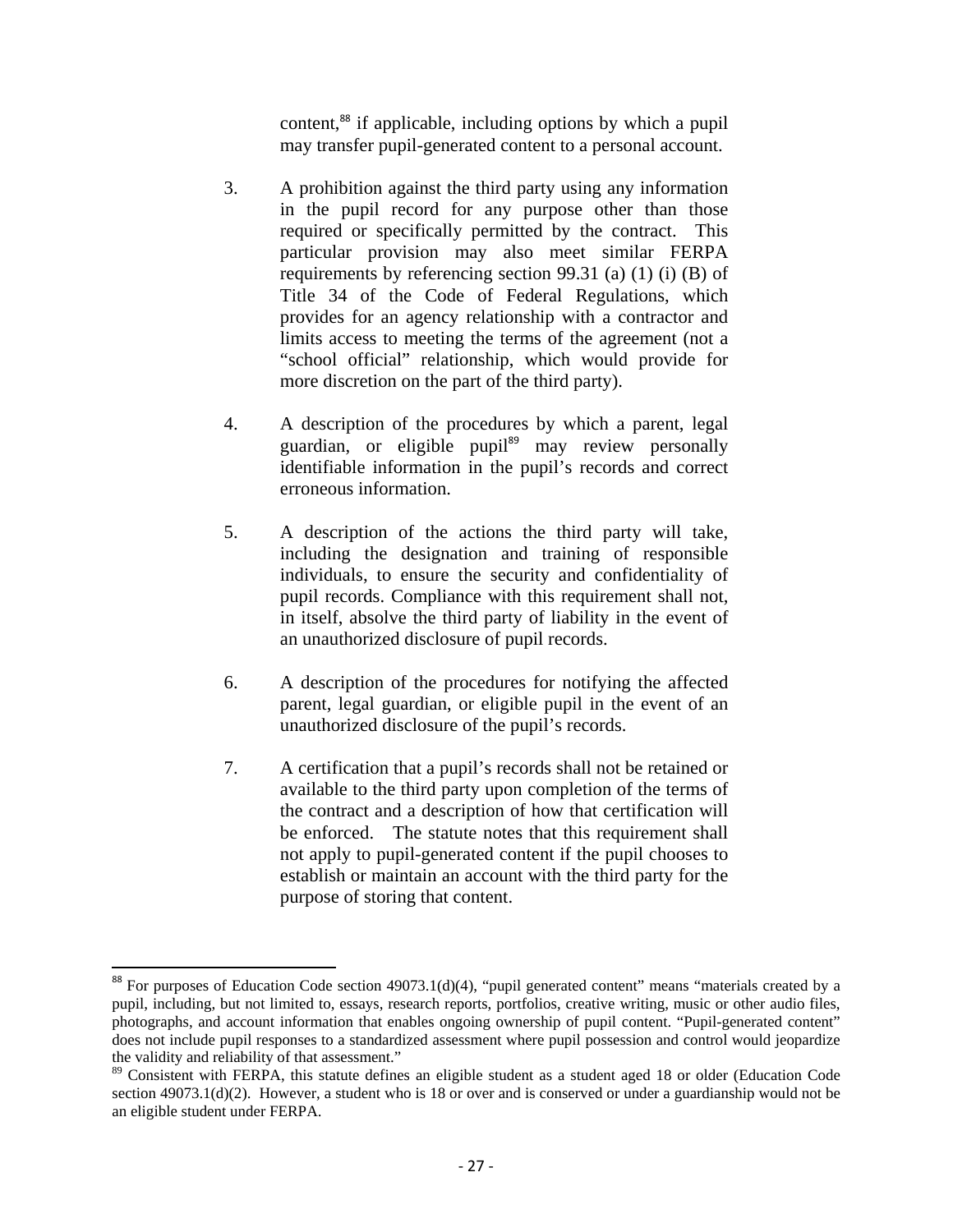content,[88] if applicable, including options by which a pupil may transfer pupil-generated content to a personal account.

3. A prohibition against the third party using any information in the pupil record for any purpose other than those required or specifically permitted by the contract. This particular provision may also meet similar FERPA requirements by referencing section 99.31 (a) (1) (i) (B) of Title 34 of the Code of Federal Regulations, which provides for an agency relationship with a contractor and limits access to meeting the terms of the agreement (not a "school official" relationship, which would provide for more discretion on the part of the third party).

4. A description of the procedures by which a parent, legal guardian, or eligible pupil[89] may review personally identifiable information in the pupil's records and correct erroneous information.

5. A description of the actions the third party will take, including the designation and training of responsible individuals, to ensure the security and confidentiality of pupil records. Compliance with this requirement shall not, in itself, absolve the third party of liability in the event of an unauthorized disclosure of pupil records.

6. A description of the procedures for notifying the affected parent, legal guardian, or eligible pupil in the event of an unauthorized disclosure of the pupil's records.

7. A certification that a pupil's records shall not be retained or available to the third party upon completion of the terms of the contract and a description of how that certification will be enforced. The statute notes that this requirement shall not apply to pupil-generated content if the pupil chooses to establish or maintain an account with the third party for the purpose of storing that content.

---

[88] For purposes of Education Code section 49073.1(d)(4), "pupil generated content" means "materials created by a pupil, including, but not limited to, essays, research reports, portfolios, creative writing, music or other audio files, photographs, and account information that enables ongoing ownership of pupil content. "Pupil-generated content" does not include pupil responses to a standardized assessment where pupil possession and control would jeopardize the validity and reliability of that assessment."

[89] Consistent with FERPA, this statute defines an eligible student as a student aged 18 or older (Education Code section 49073.1(d)(2). However, a student who is 18 or over and is conserved or under a guardianship would not be an eligible student under FERPA.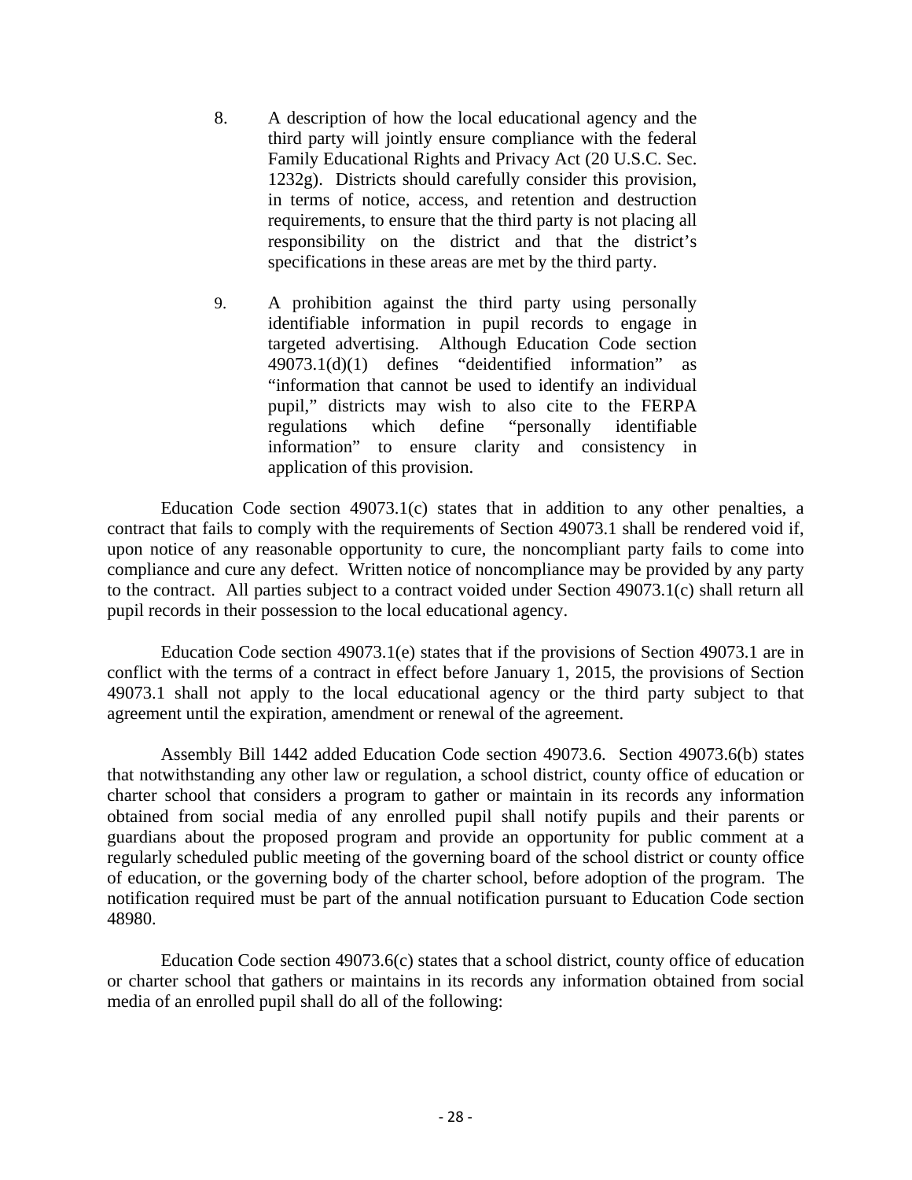8. A description of how the local educational agency and the third party will jointly ensure compliance with the federal Family Educational Rights and Privacy Act (20 U.S.C. Sec. 1232g). Districts should carefully consider this provision, in terms of notice, access, and retention and destruction requirements, to ensure that the third party is not placing all responsibility on the district and that the district's specifications in these areas are met by the third party.

9. A prohibition against the third party using personally identifiable information in pupil records to engage in targeted advertising. Although Education Code section 49073.1(d)(1) defines "deidentified information" as "information that cannot be used to identify an individual pupil," districts may wish to also cite to the FERPA regulations which define "personally identifiable information" to ensure clarity and consistency in application of this provision.

Education Code section 49073.1(c) states that in addition to any other penalties, a contract that fails to comply with the requirements of Section 49073.1 shall be rendered void if, upon notice of any reasonable opportunity to cure, the noncompliant party fails to come into compliance and cure any defect. Written notice of noncompliance may be provided by any party to the contract. All parties subject to a contract voided under Section 49073.1(c) shall return all pupil records in their possession to the local educational agency.

Education Code section 49073.1(e) states that if the provisions of Section 49073.1 are in conflict with the terms of a contract in effect before January 1, 2015, the provisions of Section 49073.1 shall not apply to the local educational agency or the third party subject to that agreement until the expiration, amendment or renewal of the agreement.

Assembly Bill 1442 added Education Code section 49073.6. Section 49073.6(b) states that notwithstanding any other law or regulation, a school district, county office of education or charter school that considers a program to gather or maintain in its records any information obtained from social media of any enrolled pupil shall notify pupils and their parents or guardians about the proposed program and provide an opportunity for public comment at a regularly scheduled public meeting of the governing board of the school district or county office of education, or the governing body of the charter school, before adoption of the program. The notification required must be part of the annual notification pursuant to Education Code section 48980.

Education Code section 49073.6(c) states that a school district, county office of education or charter school that gathers or maintains in its records any information obtained from social media of an enrolled pupil shall do all of the following: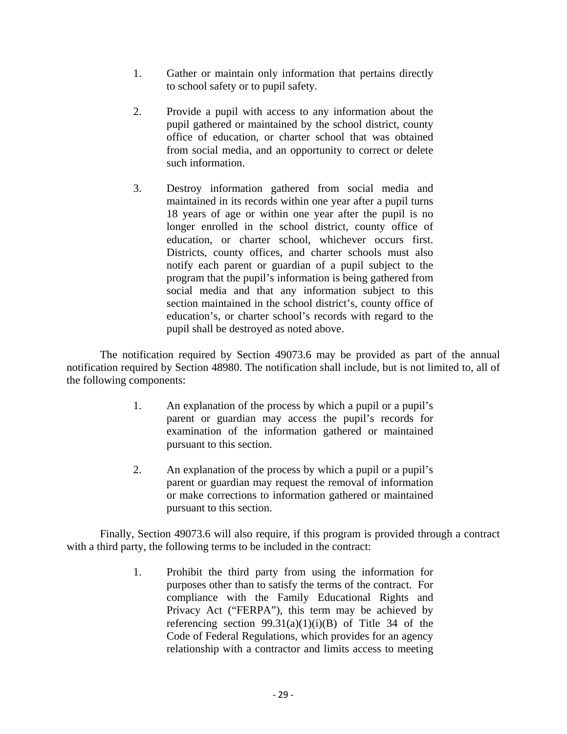1. Gather or maintain only information that pertains directly to school safety or to pupil safety.

2. Provide a pupil with access to any information about the pupil gathered or maintained by the school district, county office of education, or charter school that was obtained from social media, and an opportunity to correct or delete such information.

3. Destroy information gathered from social media and maintained in its records within one year after a pupil turns 18 years of age or within one year after the pupil is no longer enrolled in the school district, county office of education, or charter school, whichever occurs first. Districts, county offices, and charter schools must also notify each parent or guardian of a pupil subject to the program that the pupil's information is being gathered from social media and that any information subject to this section maintained in the school district's, county office of education's, or charter school's records with regard to the pupil shall be destroyed as noted above.

The notification required by Section 49073.6 may be provided as part of the annual notification required by Section 48980. The notification shall include, but is not limited to, all of the following components:

1. An explanation of the process by which a pupil or a pupil's parent or guardian may access the pupil's records for examination of the information gathered or maintained pursuant to this section.

2. An explanation of the process by which a pupil or a pupil's parent or guardian may request the removal of information or make corrections to information gathered or maintained pursuant to this section.

Finally, Section 49073.6 will also require, if this program is provided through a contract with a third party, the following terms to be included in the contract:

1. Prohibit the third party from using the information for purposes other than to satisfy the terms of the contract. For compliance with the Family Educational Rights and Privacy Act ("FERPA"), this term may be achieved by referencing section 99.31(a)(1)(i)(B) of Title 34 of the Code of Federal Regulations, which provides for an agency relationship with a contractor and limits access to meeting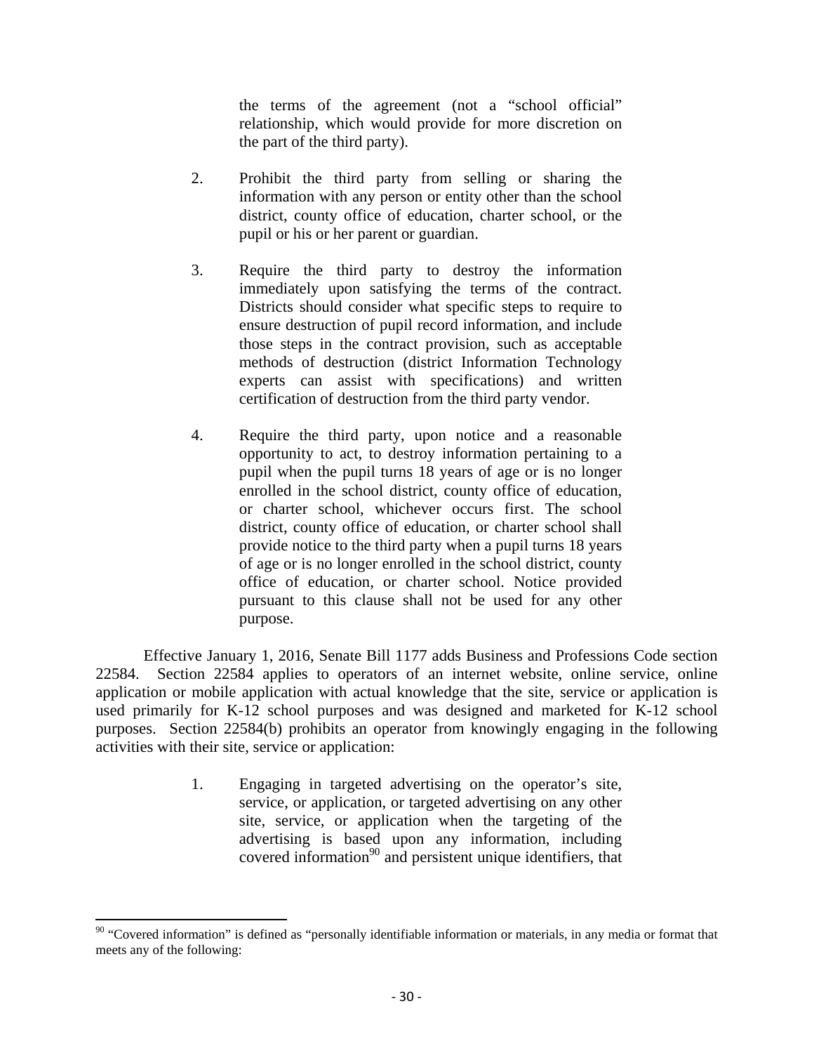the terms of the agreement (not a "school official" relationship, which would provide for more discretion on the part of the third party).

2. Prohibit the third party from selling or sharing the information with any person or entity other than the school district, county office of education, charter school, or the pupil or his or her parent or guardian.

3. Require the third party to destroy the information immediately upon satisfying the terms of the contract. Districts should consider what specific steps to require to ensure destruction of pupil record information, and include those steps in the contract provision, such as acceptable methods of destruction (district Information Technology experts can assist with specifications) and written certification of destruction from the third party vendor.

4. Require the third party, upon notice and a reasonable opportunity to act, to destroy information pertaining to a pupil when the pupil turns 18 years of age or is no longer enrolled in the school district, county office of education, or charter school, whichever occurs first. The school district, county office of education, or charter school shall provide notice to the third party when a pupil turns 18 years of age or is no longer enrolled in the school district, county office of education, or charter school. Notice provided pursuant to this clause shall not be used for any other purpose.

Effective January 1, 2016, Senate Bill 1177 adds Business and Professions Code section 22584. Section 22584 applies to operators of an internet website, online service, online application or mobile application with actual knowledge that the site, service or application is used primarily for K-12 school purposes and was designed and marketed for K-12 school purposes. Section 22584(b) prohibits an operator from knowingly engaging in the following activities with their site, service or application:

1. Engaging in targeted advertising on the operator's site, service, or application, or targeted advertising on any other site, service, or application when the targeting of the advertising is based upon any information, including covered information[90] and persistent unique identifiers, that

[90] "Covered information" is defined as "personally identifiable information or materials, in any media or format that meets any of the following: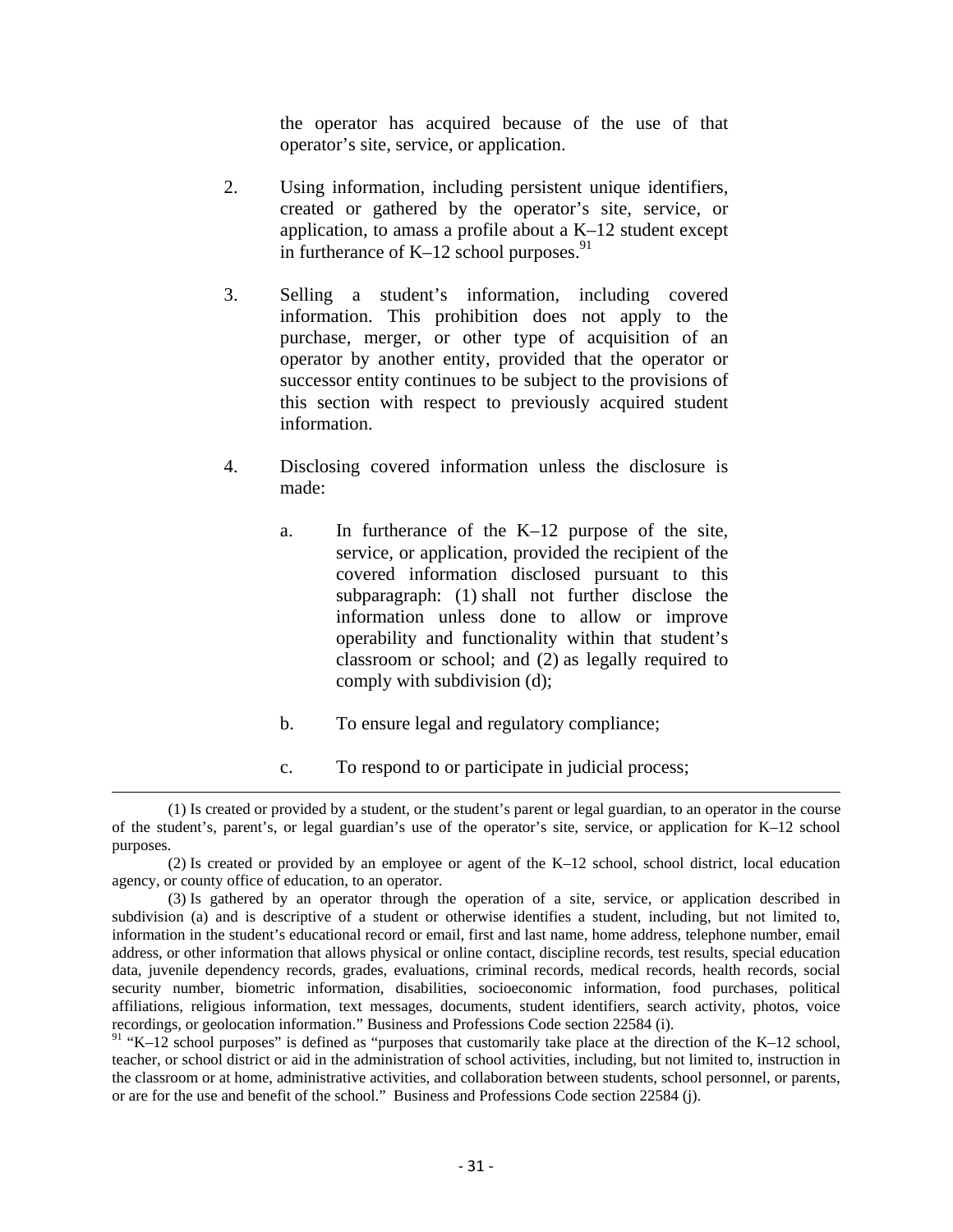the operator has acquired because of the use of that operator's site, service, or application.

2. Using information, including persistent unique identifiers, created or gathered by the operator's site, service, or application, to amass a profile about a K–12 student except in furtherance of K–12 school purposes.[91]

3. Selling a student's information, including covered information. This prohibition does not apply to the purchase, merger, or other type of acquisition of an operator by another entity, provided that the operator or successor entity continues to be subject to the provisions of this section with respect to previously acquired student information.

4. Disclosing covered information unless the disclosure is made:

   a. In furtherance of the K–12 purpose of the site, service, or application, provided the recipient of the covered information disclosed pursuant to this subparagraph: (1) shall not further disclose the information unless done to allow or improve operability and functionality within that student's classroom or school; and (2) as legally required to comply with subdivision (d);

   b. To ensure legal and regulatory compliance;

   c. To respond to or participate in judicial process;

---

(1) Is created or provided by a student, or the student's parent or legal guardian, to an operator in the course of the student's, parent's, or legal guardian's use of the operator's site, service, or application for K–12 school purposes.

(2) Is created or provided by an employee or agent of the K–12 school, school district, local education agency, or county office of education, to an operator.

(3) Is gathered by an operator through the operation of a site, service, or application described in subdivision (a) and is descriptive of a student or otherwise identifies a student, including, but not limited to, information in the student's educational record or email, first and last name, home address, telephone number, email address, or other information that allows physical or online contact, discipline records, test results, special education data, juvenile dependency records, grades, evaluations, criminal records, medical records, health records, social security number, biometric information, disabilities, socioeconomic information, food purchases, political affiliations, religious information, text messages, documents, student identifiers, search activity, photos, voice recordings, or geolocation information." Business and Professions Code section 22584 (i).

[91] "K–12 school purposes" is defined as "purposes that customarily take place at the direction of the K–12 school, teacher, or school district or aid in the administration of school activities, including, but not limited to, instruction in the classroom or at home, administrative activities, and collaboration between students, school personnel, or parents, or are for the use and benefit of the school." Business and Professions Code section 22584 (j).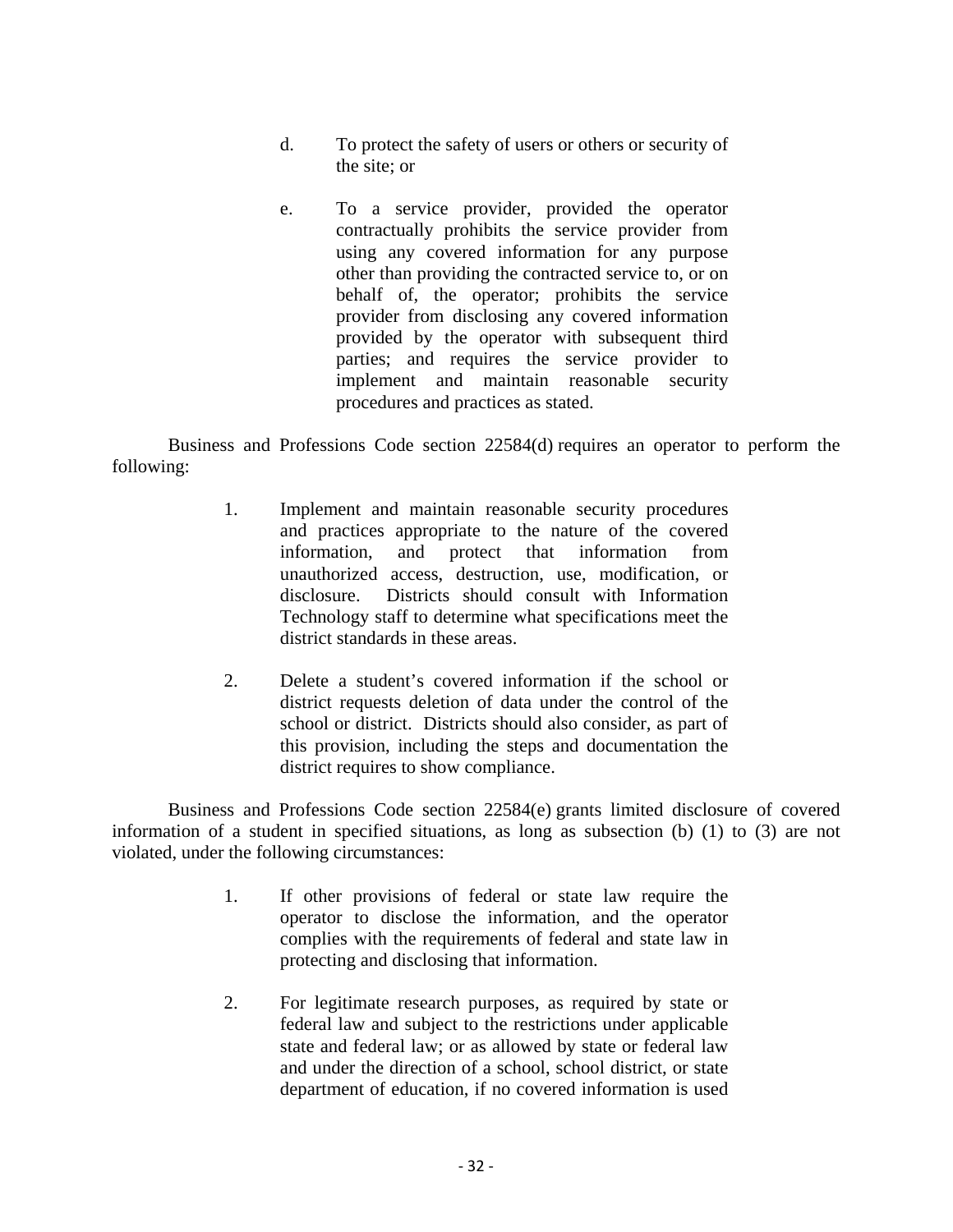d. To protect the safety of users or others or security of the site; or

e. To a service provider, provided the operator contractually prohibits the service provider from using any covered information for any purpose other than providing the contracted service to, or on behalf of, the operator; prohibits the service provider from disclosing any covered information provided by the operator with subsequent third parties; and requires the service provider to implement and maintain reasonable security procedures and practices as stated.

Business and Professions Code section 22584(d) requires an operator to perform the following:

1. Implement and maintain reasonable security procedures and practices appropriate to the nature of the covered information, and protect that information from unauthorized access, destruction, use, modification, or disclosure. Districts should consult with Information Technology staff to determine what specifications meet the district standards in these areas.

2. Delete a student's covered information if the school or district requests deletion of data under the control of the school or district. Districts should also consider, as part of this provision, including the steps and documentation the district requires to show compliance.

Business and Professions Code section 22584(e) grants limited disclosure of covered information of a student in specified situations, as long as subsection (b) (1) to (3) are not violated, under the following circumstances:

1. If other provisions of federal or state law require the operator to disclose the information, and the operator complies with the requirements of federal and state law in protecting and disclosing that information.

2. For legitimate research purposes, as required by state or federal law and subject to the restrictions under applicable state and federal law; or as allowed by state or federal law and under the direction of a school, school district, or state department of education, if no covered information is used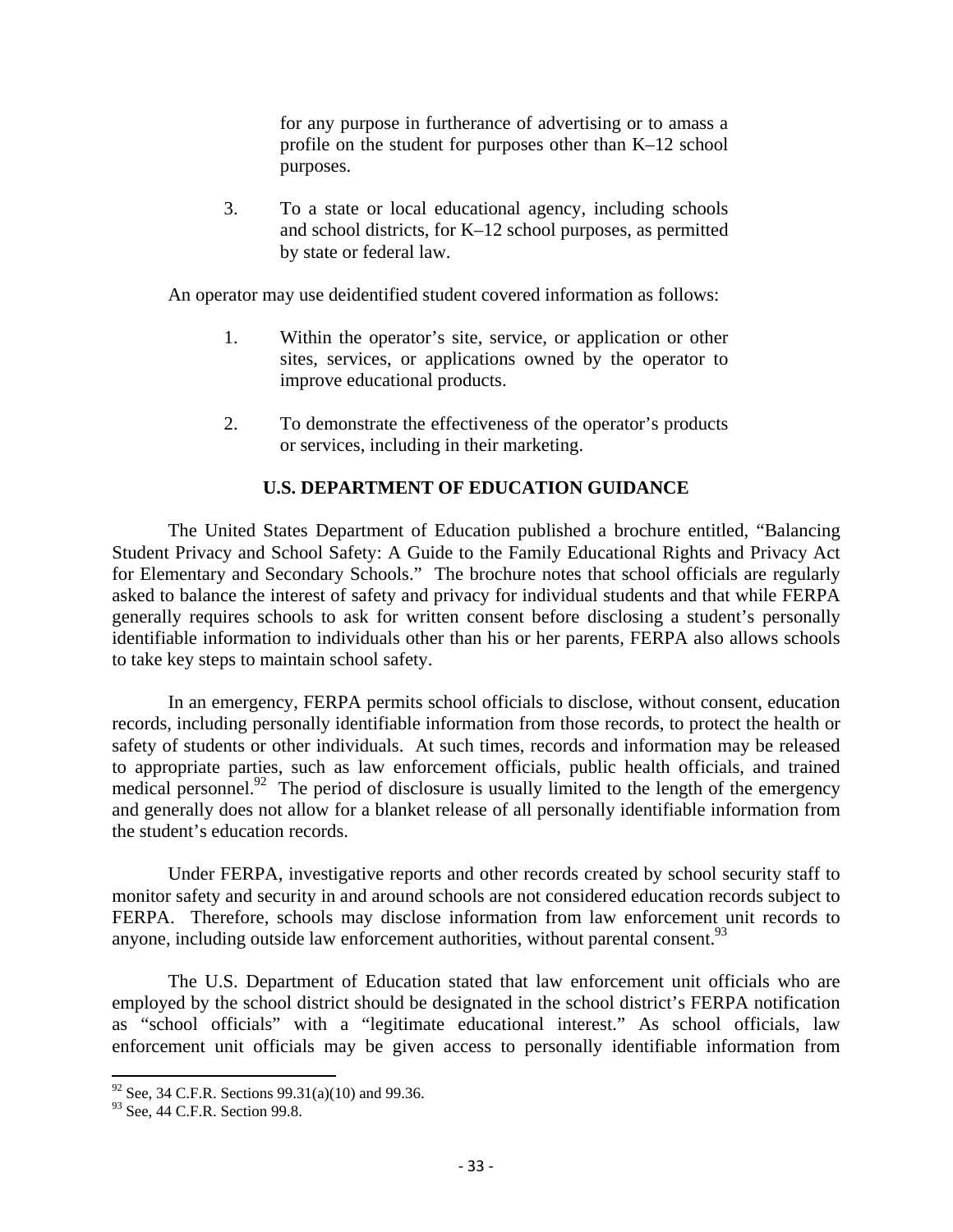for any purpose in furtherance of advertising or to amass a profile on the student for purposes other than K–12 school purposes.

3. To a state or local educational agency, including schools and school districts, for K–12 school purposes, as permitted by state or federal law.

An operator may use deidentified student covered information as follows:

1. Within the operator's site, service, or application or other sites, services, or applications owned by the operator to improve educational products.

2. To demonstrate the effectiveness of the operator's products or services, including in their marketing.

**U.S. DEPARTMENT OF EDUCATION GUIDANCE**

The United States Department of Education published a brochure entitled, "Balancing Student Privacy and School Safety: A Guide to the Family Educational Rights and Privacy Act for Elementary and Secondary Schools." The brochure notes that school officials are regularly asked to balance the interest of safety and privacy for individual students and that while FERPA generally requires schools to ask for written consent before disclosing a student's personally identifiable information to individuals other than his or her parents, FERPA also allows schools to take key steps to maintain school safety.

In an emergency, FERPA permits school officials to disclose, without consent, education records, including personally identifiable information from those records, to protect the health or safety of students or other individuals. At such times, records and information may be released to appropriate parties, such as law enforcement officials, public health officials, and trained medical personnel.[92] The period of disclosure is usually limited to the length of the emergency and generally does not allow for a blanket release of all personally identifiable information from the student's education records.

Under FERPA, investigative reports and other records created by school security staff to monitor safety and security in and around schools are not considered education records subject to FERPA. Therefore, schools may disclose information from law enforcement unit records to anyone, including outside law enforcement authorities, without parental consent.[93]

The U.S. Department of Education stated that law enforcement unit officials who are employed by the school district should be designated in the school district's FERPA notification as "school officials" with a "legitimate educational interest." As school officials, law enforcement unit officials may be given access to personally identifiable information from

[92] See, 34 C.F.R. Sections 99.31(a)(10) and 99.36.

[93] See, 44 C.F.R. Section 99.8.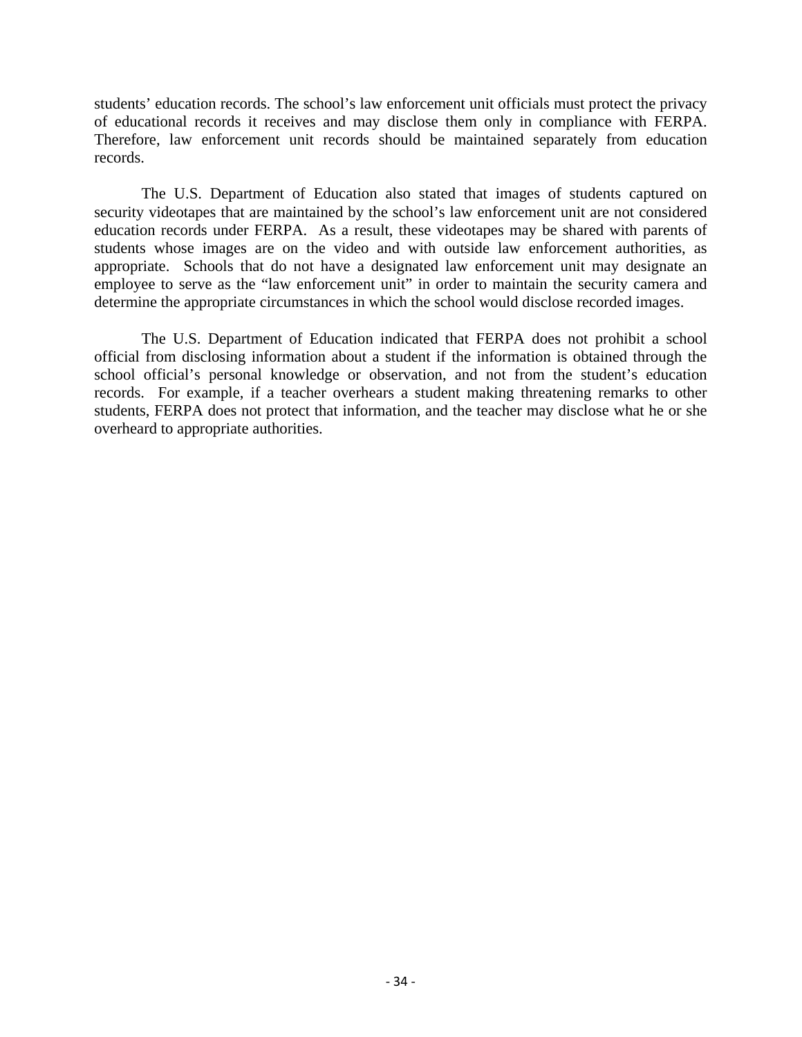students' education records. The school's law enforcement unit officials must protect the privacy of educational records it receives and may disclose them only in compliance with FERPA. Therefore, law enforcement unit records should be maintained separately from education records.

The U.S. Department of Education also stated that images of students captured on security videotapes that are maintained by the school's law enforcement unit are not considered education records under FERPA. As a result, these videotapes may be shared with parents of students whose images are on the video and with outside law enforcement authorities, as appropriate. Schools that do not have a designated law enforcement unit may designate an employee to serve as the "law enforcement unit" in order to maintain the security camera and determine the appropriate circumstances in which the school would disclose recorded images.

The U.S. Department of Education indicated that FERPA does not prohibit a school official from disclosing information about a student if the information is obtained through the school official's personal knowledge or observation, and not from the student's education records. For example, if a teacher overhears a student making threatening remarks to other students, FERPA does not protect that information, and the teacher may disclose what he or she overheard to appropriate authorities.